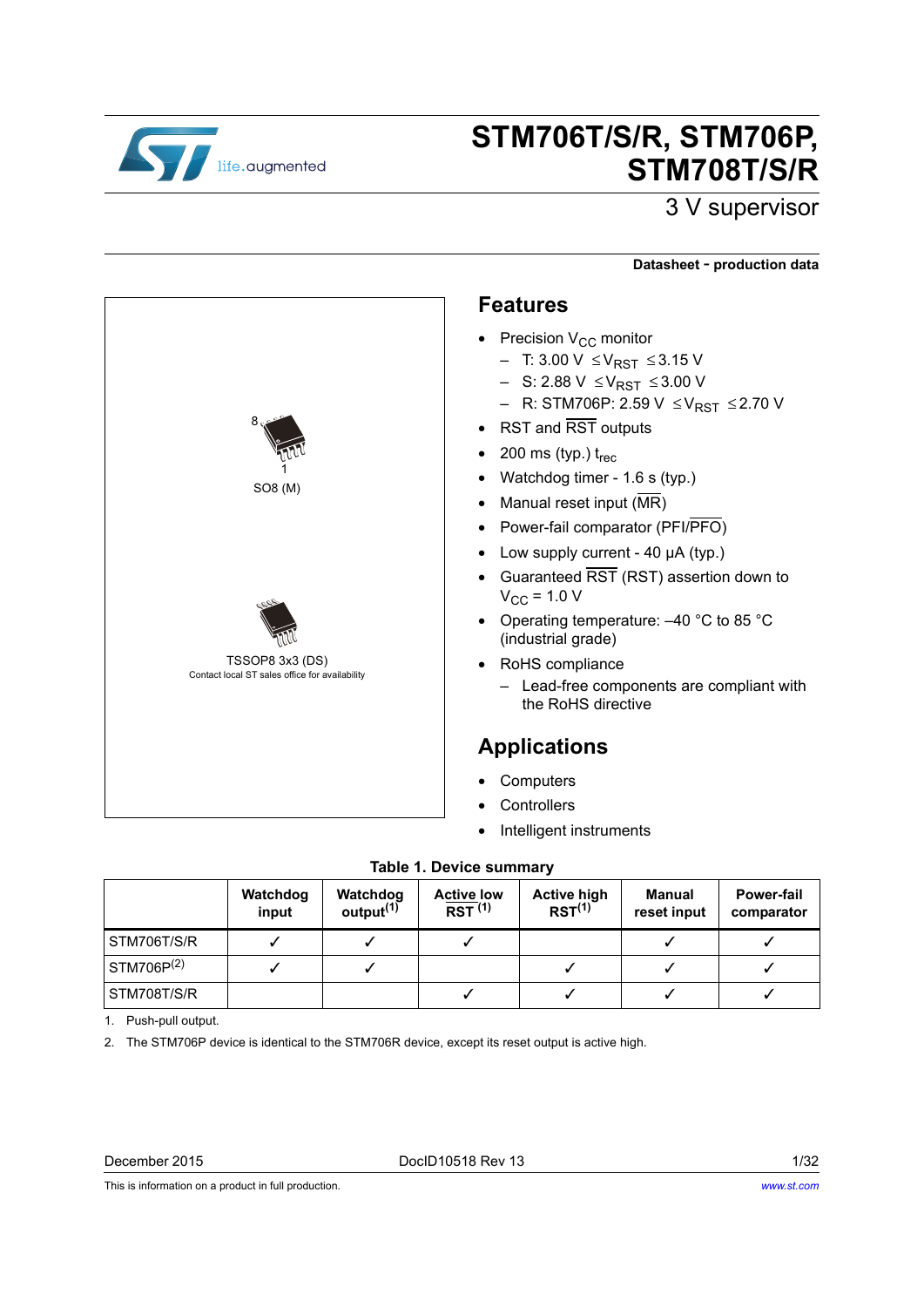# STM706T/S/R, STM706P, STM708T/S/R

## 3 V supervisor

**Datasheet - production data**

SO8 (M)

TSSOP8 3x3 (DS)
Contact local ST sales office for availability

## Features

- Precision $V_{CC}$ monitor
  - T: 3.00 V $\leq V_{RST} \leq$ 3.15 V
  - S: 2.88 V $\leq V_{RST} \leq$ 3.00 V
  - R: STM706P: 2.59 V $\leq V_{RST} \leq$ 2.70 V
- RST and $\overline{RST}$ outputs
- 200 ms (typ.) $t_{rec}$
- Watchdog timer - 1.6 s (typ.)
- Manual reset input ($\overline{MR}$)
- Power-fail comparator (PFI/$\overline{PFO}$)
- Low supply current - 40 µA (typ.)
- Guaranteed $\overline{RST}$ (RST) assertion down to $V_{CC}$ = 1.0 V
- Operating temperature: –40 °C to 85 °C (industrial grade)
- RoHS compliance
  - Lead-free components are compliant with the RoHS directive

## Applications

- Computers
- Controllers
- Intelligent instruments

**Table 1. Device summary**

| | Watchdog input | Watchdog output[1] | Active low $\overline{RST}$ [1] | Active high RST[1] | Manual reset input | Power-fail comparator |
|---|---|---|---|---|---|---|
| STM706T/S/R | ✓ | ✓ | ✓ | | ✓ | ✓ |
| STM706P[2] | ✓ | ✓ | | ✓ | ✓ | ✓ |
| STM708T/S/R | | | ✓ | ✓ | ✓ | ✓ |

1. Push-pull output.
2. The STM706P device is identical to the STM706R device, except its reset output is active high.

December 2015 DocID10518 Rev 13

This is information on a product in full production.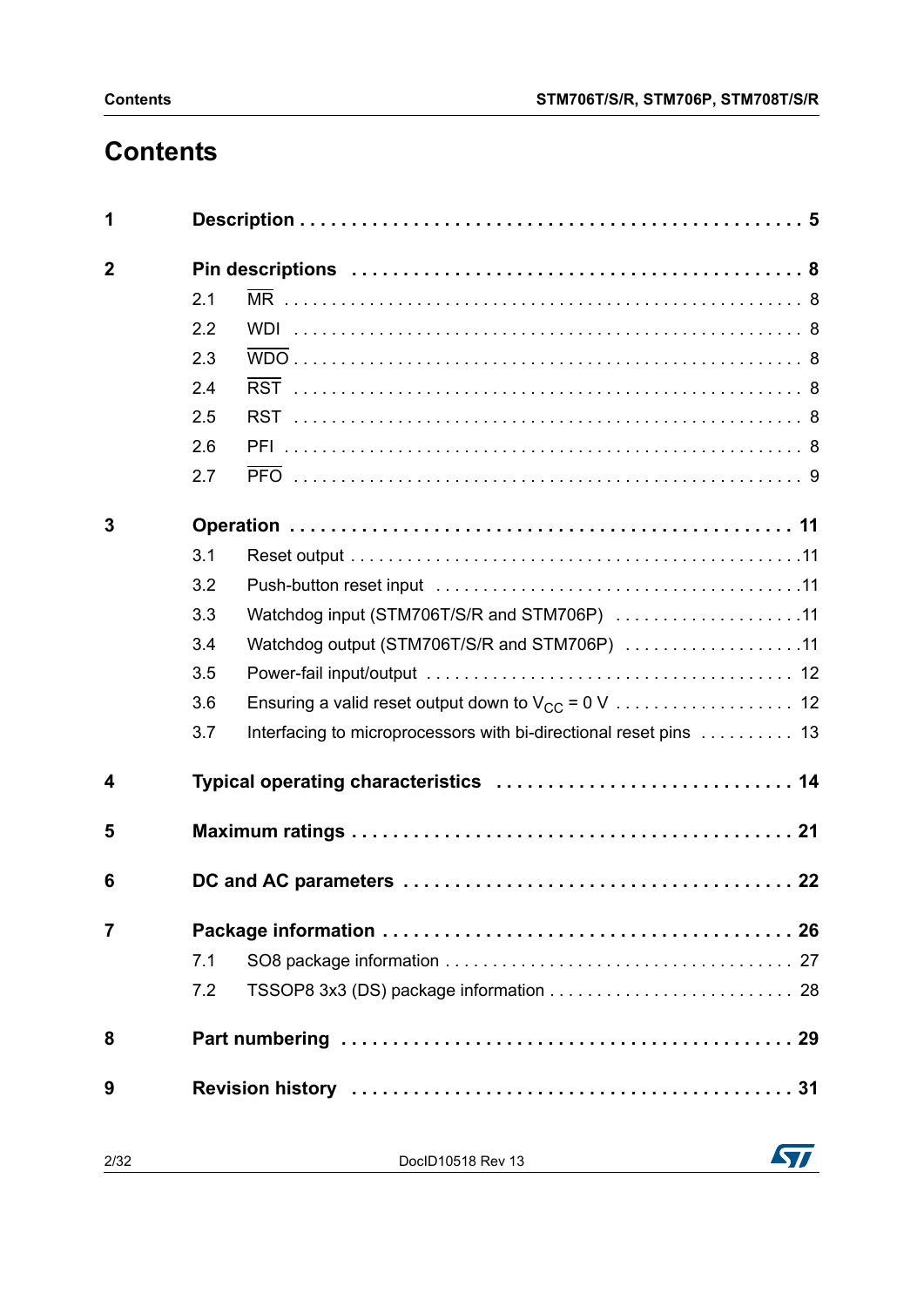# Contents

**1 Description . . . . . . . . . . . . . . . . . . . . . . . . . . . . . . . . . . . . . . . . . . . . . . 5**

**2 Pin descriptions . . . . . . . . . . . . . . . . . . . . . . . . . . . . . . . . . . . . . . . . . . 8**

- 2.1 $\overline{MR}$ . . . . . . . . . . . . . . . . . . . . . . . . . . . . . . . . . . . . . . . . . . . . . . . 8
- 2.2 WDI . . . . . . . . . . . . . . . . . . . . . . . . . . . . . . . . . . . . . . . . . . . . . . . 8
- 2.3 $\overline{WDO}$ . . . . . . . . . . . . . . . . . . . . . . . . . . . . . . . . . . . . . . . . . . . . . . . 8
- 2.4 $\overline{RST}$ . . . . . . . . . . . . . . . . . . . . . . . . . . . . . . . . . . . . . . . . . . . . . . . 8
- 2.5 RST . . . . . . . . . . . . . . . . . . . . . . . . . . . . . . . . . . . . . . . . . . . . . . . 8
- 2.6 PFI . . . . . . . . . . . . . . . . . . . . . . . . . . . . . . . . . . . . . . . . . . . . . . . 8
- 2.7 $\overline{PFO}$ . . . . . . . . . . . . . . . . . . . . . . . . . . . . . . . . . . . . . . . . . . . . . . . 9

**3 Operation . . . . . . . . . . . . . . . . . . . . . . . . . . . . . . . . . . . . . . . . . . . . . . 11**

- 3.1 Reset output . . . . . . . . . . . . . . . . . . . . . . . . . . . . . . . . . . . . . . . . . . . 11
- 3.2 Push-button reset input . . . . . . . . . . . . . . . . . . . . . . . . . . . . . . . . . . . 11
- 3.3 Watchdog input (STM706T/S/R and STM706P) . . . . . . . . . . . . . . . . . . . 11
- 3.4 Watchdog output (STM706T/S/R and STM706P) . . . . . . . . . . . . . . . . . . 11
- 3.5 Power-fail input/output . . . . . . . . . . . . . . . . . . . . . . . . . . . . . . . . . . . 12
- 3.6 Ensuring a valid reset output down to $V_{CC}$ = 0 V . . . . . . . . . . . . . . . . . . 12
- 3.7 Interfacing to microprocessors with bi-directional reset pins . . . . . . . . . . 13

**4 Typical operating characteristics . . . . . . . . . . . . . . . . . . . . . . . . . . . . 14**

**5 Maximum ratings . . . . . . . . . . . . . . . . . . . . . . . . . . . . . . . . . . . . . . . . 21**

**6 DC and AC parameters . . . . . . . . . . . . . . . . . . . . . . . . . . . . . . . . . . . 22**

**7 Package information . . . . . . . . . . . . . . . . . . . . . . . . . . . . . . . . . . . . . 26**

- 7.1 SO8 package information . . . . . . . . . . . . . . . . . . . . . . . . . . . . . . . . . 27
- 7.2 TSSOP8 3x3 (DS) package information . . . . . . . . . . . . . . . . . . . . . . . . 28

**8 Part numbering . . . . . . . . . . . . . . . . . . . . . . . . . . . . . . . . . . . . . . . . . 29**

**9 Revision history . . . . . . . . . . . . . . . . . . . . . . . . . . . . . . . . . . . . . . . . 31**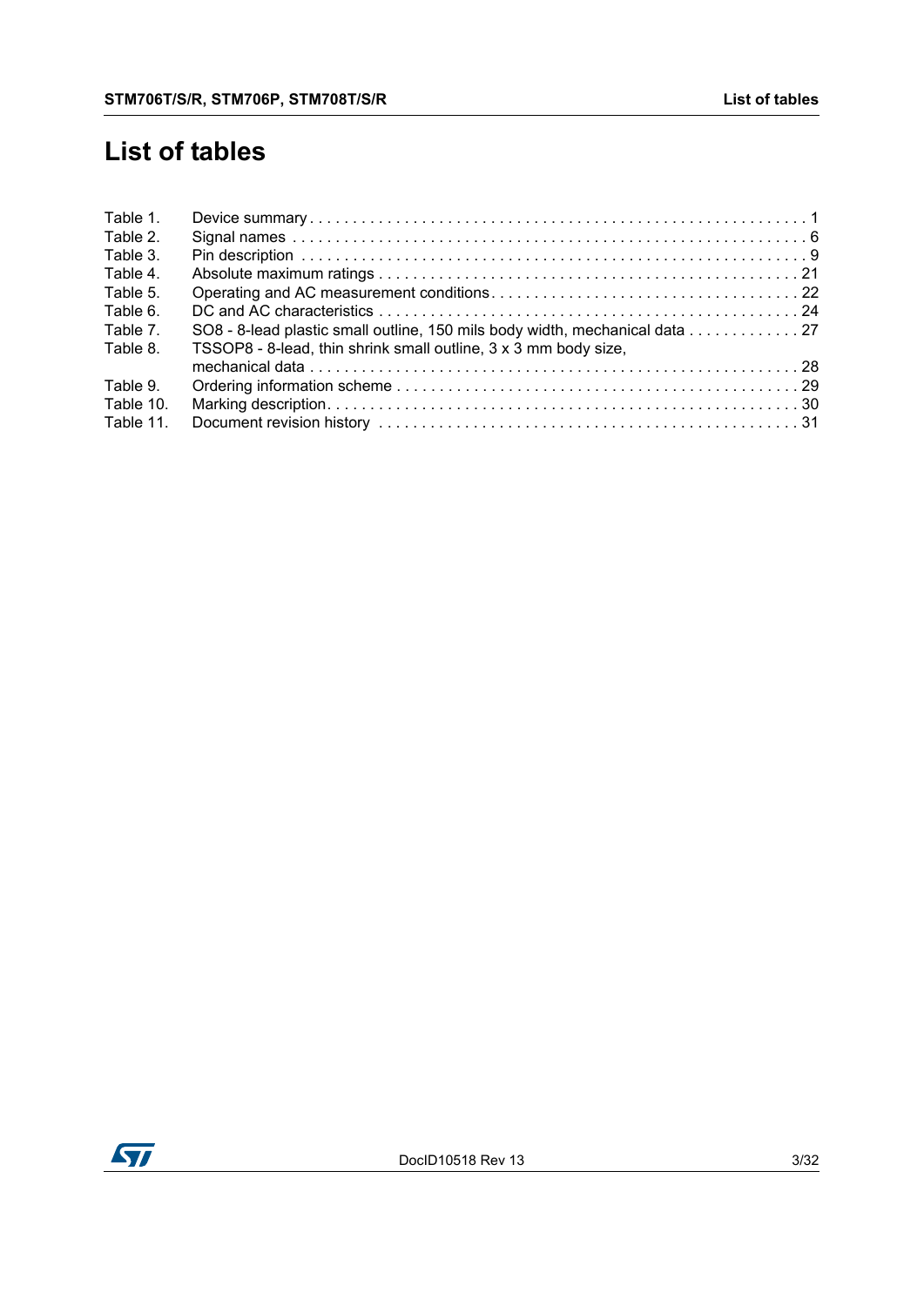# List of tables

| | | |
|---|---|---|
| Table 1. | Device summary | 1 |
| Table 2. | Signal names | 6 |
| Table 3. | Pin description | 9 |
| Table 4. | Absolute maximum ratings | 21 |
| Table 5. | Operating and AC measurement conditions | 22 |
| Table 6. | DC and AC characteristics | 24 |
| Table 7. | SO8 - 8-lead plastic small outline, 150 mils body width, mechanical data | 27 |
| Table 8. | TSSOP8 - 8-lead, thin shrink small outline, 3 x 3 mm body size, mechanical data | 28 |
| Table 9. | Ordering information scheme | 29 |
| Table 10. | Marking description | 30 |
| Table 11. | Document revision history | 31 |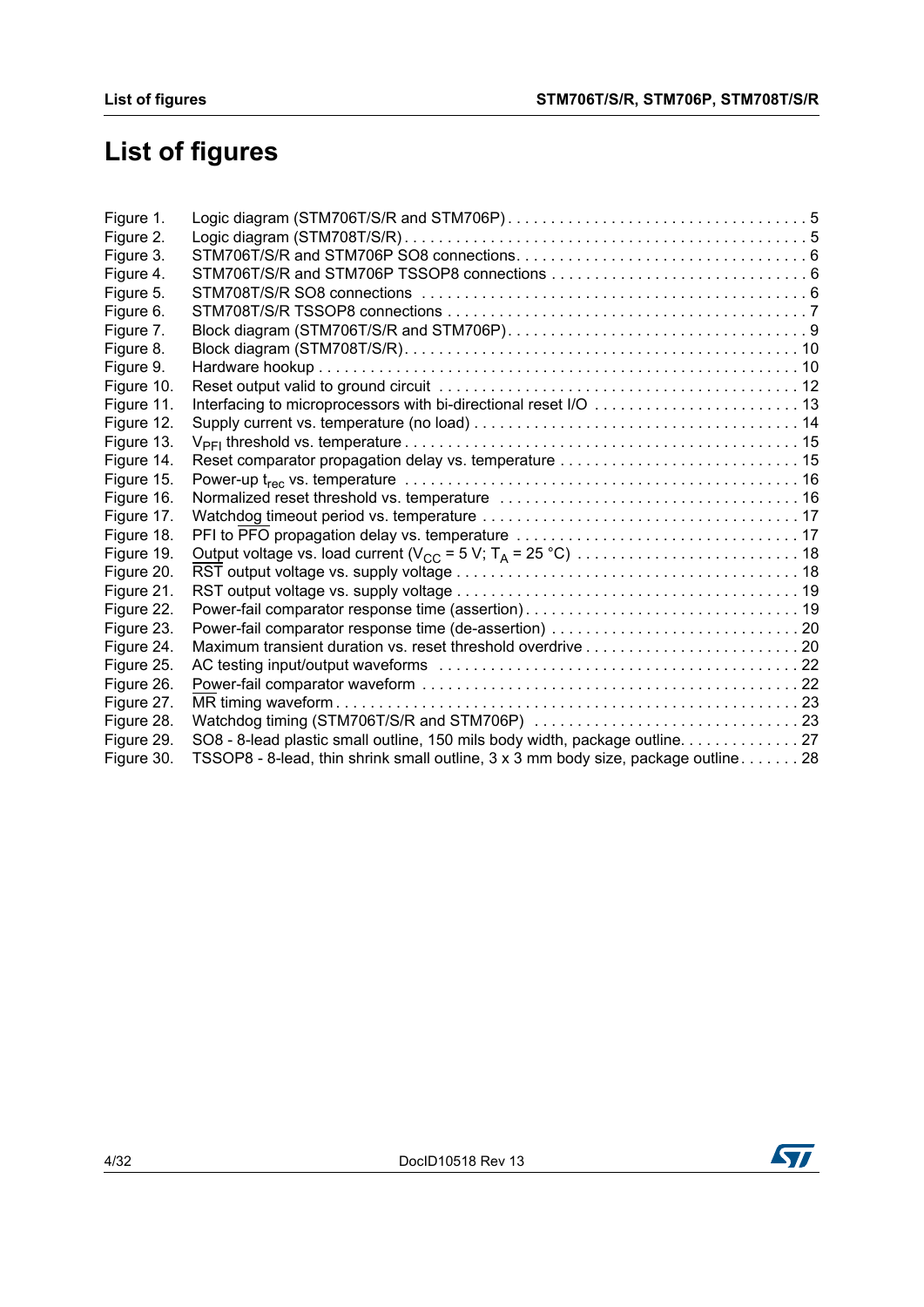# List of figures

Figure 1. Logic diagram (STM706T/S/R and STM706P) . . . 5
Figure 2. Logic diagram (STM708T/S/R) . . . 5
Figure 3. STM706T/S/R and STM706P SO8 connections . . . 6
Figure 4. STM706T/S/R and STM706P TSSOP8 connections . . . 6
Figure 5. STM708T/S/R SO8 connections . . . 6
Figure 6. STM708T/S/R TSSOP8 connections . . . 7
Figure 7. Block diagram (STM706T/S/R and STM706P) . . . 9
Figure 8. Block diagram (STM708T/S/R) . . . 10
Figure 9. Hardware hookup . . . 10
Figure 10. Reset output valid to ground circuit . . . 12
Figure 11. Interfacing to microprocessors with bi-directional reset I/O . . . 13
Figure 12. Supply current vs. temperature (no load) . . . 14
Figure 13. $V_{PFI}$ threshold vs. temperature . . . 15
Figure 14. Reset comparator propagation delay vs. temperature . . . 15
Figure 15. Power-up $t_{rec}$ vs. temperature . . . 16
Figure 16. Normalized reset threshold vs. temperature . . . 16
Figure 17. Watchdog timeout period vs. temperature . . . 17
Figure 18. PFI to $\overline{PFO}$ propagation delay vs. temperature . . . 17
Figure 19. Output voltage vs. load current ($V_{CC}$ = 5 V; $T_A$ = 25 °C) . . . 18
Figure 20. $\overline{RST}$ output voltage vs. supply voltage . . . 18
Figure 21. RST output voltage vs. supply voltage . . . 19
Figure 22. Power-fail comparator response time (assertion) . . . 19
Figure 23. Power-fail comparator response time (de-assertion) . . . 20
Figure 24. Maximum transient duration vs. reset threshold overdrive . . . 20
Figure 25. AC testing input/output waveforms . . . 22
Figure 26. Power-fail comparator waveform . . . 22
Figure 27. $\overline{MR}$ timing waveform . . . 23
Figure 28. Watchdog timing (STM706T/S/R and STM706P) . . . 23
Figure 29. SO8 - 8-lead plastic small outline, 150 mils body width, package outline . . . 27
Figure 30. TSSOP8 - 8-lead, thin shrink small outline, 3 x 3 mm body size, package outline . . . 28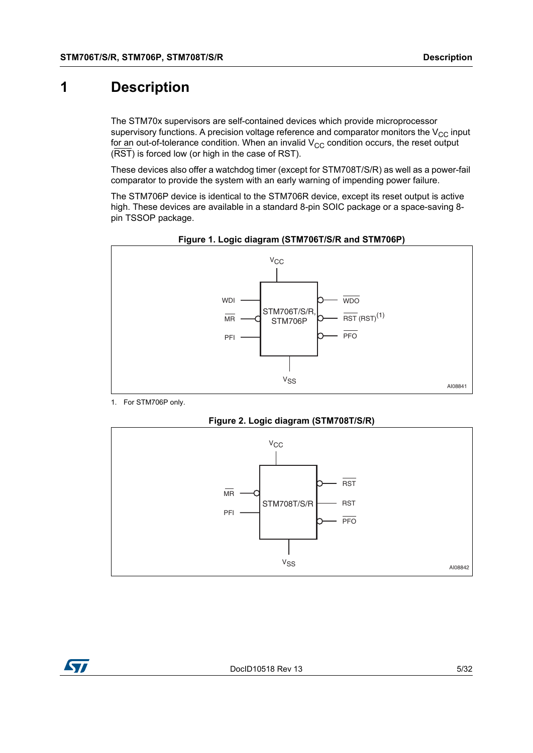# 1 Description

The STM70x supervisors are self-contained devices which provide microprocessor supervisory functions. A precision voltage reference and comparator monitors the $V_{CC}$ input for an out-of-tolerance condition. When an invalid $V_{CC}$ condition occurs, the reset output ($\overline{RST}$) is forced low (or high in the case of RST).

These devices also offer a watchdog timer (except for STM708T/S/R) as well as a power-fail comparator to provide the system with an early warning of impending power failure.

The STM706P device is identical to the STM706R device, except its reset output is active high. These devices are available in a standard 8-pin SOIC package or a space-saving 8-pin TSSOP package.

**Figure 1. Logic diagram (STM706T/S/R and STM706P)**

$V_{CC}$

WDI

$\overline{MR}$

PFI

STM706T/S/R, STM706P

$\overline{WDO}$

$\overline{RST}$ (RST)(1)

$\overline{PFO}$

$V_{SS}$

AI08841

1. For STM706P only.

**Figure 2. Logic diagram (STM708T/S/R)**

$V_{CC}$

$\overline{MR}$

PFI

STM708T/S/R

$\overline{RST}$

RST

$\overline{PFO}$

$V_{SS}$

AI08842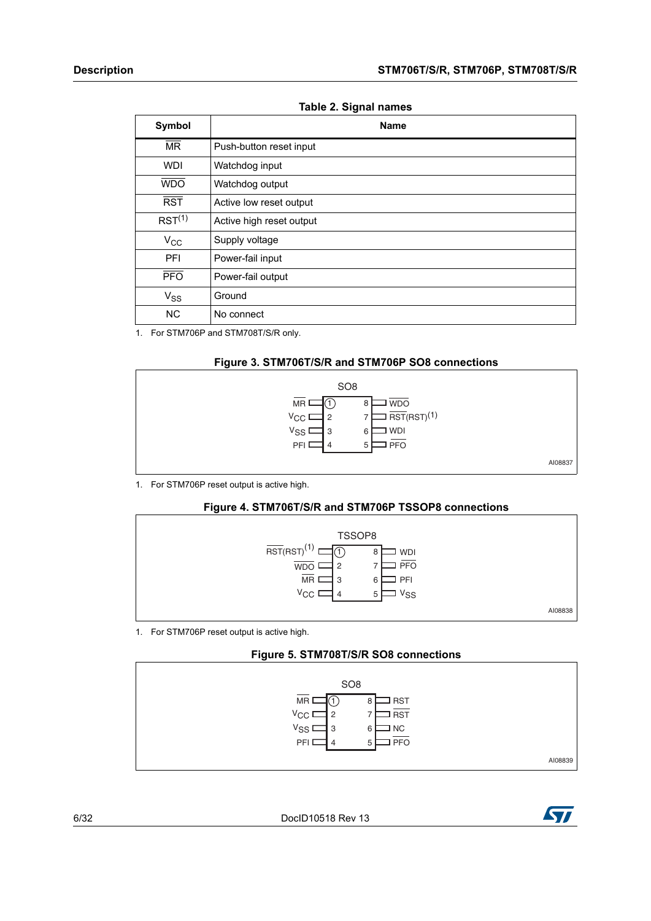**Table 2. Signal names**

| Symbol | Name |
|---|---|
| $\overline{\text{MR}}$ | Push-button reset input |
| WDI | Watchdog input |
| $\overline{\text{WDO}}$ | Watchdog output |
| $\overline{\text{RST}}$ | Active low reset output |
| RST[1] | Active high reset output |
| $V_{CC}$ | Supply voltage |
| PFI | Power-fail input |
| $\overline{\text{PFO}}$ | Power-fail output |
| $V_{SS}$ | Ground |
| NC | No connect |

1. For STM706P and STM708T/S/R only.

**Figure 3. STM706T/S/R and STM706P SO8 connections**

SO8

| Pin | Signal | Pin | Signal |
|---|---|---|---|
| 1 | $\overline{\text{MR}}$ | 8 | $\overline{\text{WDO}}$ |
| 2 | $V_{CC}$ | 7 | $\overline{\text{RST}}$(RST)[1] |
| 3 | $V_{SS}$ | 6 | WDI |
| 4 | PFI | 5 | $\overline{\text{PFO}}$ |

AI08837

1. For STM706P reset output is active high.

**Figure 4. STM706T/S/R and STM706P TSSOP8 connections**

TSSOP8

| Pin | Signal | Pin | Signal |
|---|---|---|---|
| 1 | $\overline{\text{RST}}$(RST)[1] | 8 | WDI |
| 2 | $\overline{\text{WDO}}$ | 7 | $\overline{\text{PFO}}$ |
| 3 | $\overline{\text{MR}}$ | 6 | PFI |
| 4 | $V_{CC}$ | 5 | $V_{SS}$ |

AI08838

1. For STM706P reset output is active high.

**Figure 5. STM708T/S/R SO8 connections**

SO8

| Pin | Signal | Pin | Signal |
|---|---|---|---|
| 1 | $\overline{\text{MR}}$ | 8 | RST |
| 2 | $V_{CC}$ | 7 | $\overline{\text{RST}}$ |
| 3 | $V_{SS}$ | 6 | NC |
| 4 | PFI | 5 | $\overline{\text{PFO}}$ |

AI08839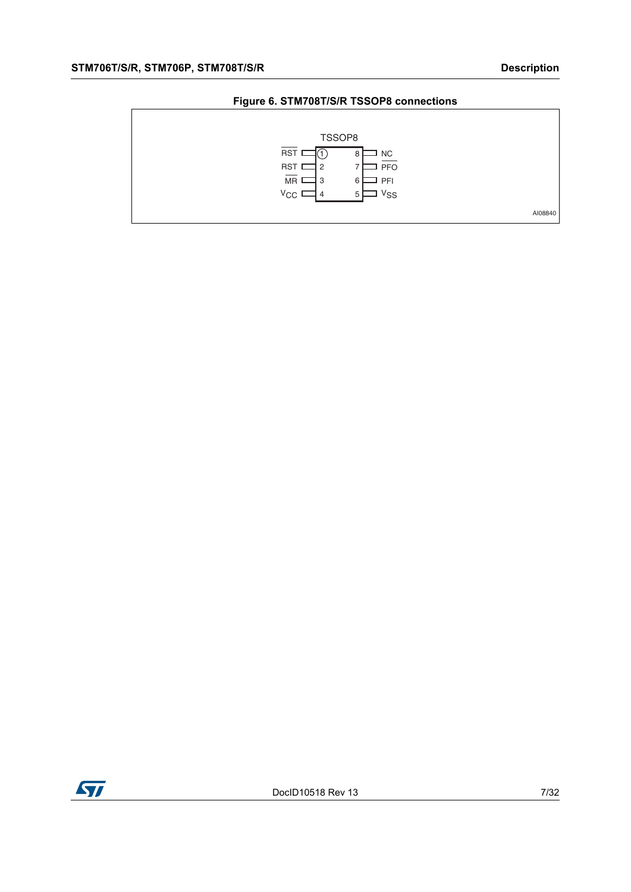**Figure 6. STM708T/S/R TSSOP8 connections**

TSSOP8

| Pin | Name | Pin | Name |
|---|---|---|---|
| 1 | $\overline{RST}$ | 8 | NC |
| 2 | RST | 7 | $\overline{PFO}$ |
| 3 | $\overline{MR}$ | 6 | PFI |
| 4 | $V_{CC}$ | 5 | $V_{SS}$ |

AI08840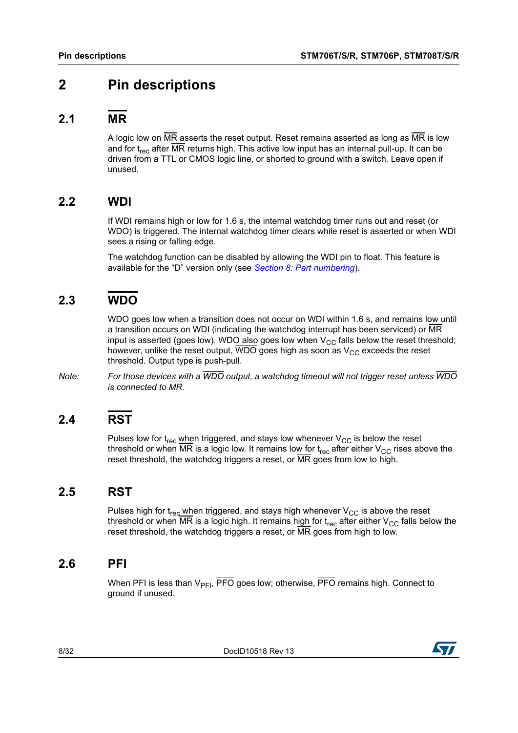# 2 Pin descriptions

## 2.1 $\overline{\text{MR}}$

A logic low on $\overline{\text{MR}}$ asserts the reset output. Reset remains asserted as long as $\overline{\text{MR}}$ is low and for $t_{rec}$ after $\overline{\text{MR}}$ returns high. This active low input has an internal pull-up. It can be driven from a TTL or CMOS logic line, or shorted to ground with a switch. Leave open if unused.

## 2.2 WDI

If WDI remains high or low for 1.6 s, the internal watchdog timer runs out and reset (or $\overline{\text{WDO}}$) is triggered. The internal watchdog timer clears while reset is asserted or when WDI sees a rising or falling edge.

The watchdog function can be disabled by allowing the WDI pin to float. This feature is available for the "D" version only (see *Section 8: Part numbering*).

## 2.3 $\overline{\text{WDO}}$

$\overline{\text{WDO}}$ goes low when a transition does not occur on WDI within 1.6 s, and remains low until a transition occurs on WDI (indicating the watchdog interrupt has been serviced) or $\overline{\text{MR}}$ input is asserted (goes low). $\overline{\text{WDO}}$ also goes low when $V_{CC}$ falls below the reset threshold; however, unlike the reset output, $\overline{\text{WDO}}$ goes high as soon as $V_{CC}$ exceeds the reset threshold. Output type is push-pull.

*Note: For those devices with a $\overline{\text{WDO}}$ output, a watchdog timeout will not trigger reset unless $\overline{\text{WDO}}$ is connected to $\overline{\text{MR}}$.*

## 2.4 $\overline{\text{RST}}$

Pulses low for $t_{rec}$ when triggered, and stays low whenever $V_{CC}$ is below the reset threshold or when $\overline{\text{MR}}$ is a logic low. It remains low for $t_{rec}$ after either $V_{CC}$ rises above the reset threshold, the watchdog triggers a reset, or $\overline{\text{MR}}$ goes from low to high.

## 2.5 RST

Pulses high for $t_{rec}$ when triggered, and stays high whenever $V_{CC}$ is above the reset threshold or when $\overline{\text{MR}}$ is a logic high. It remains high for $t_{rec}$ after either $V_{CC}$ falls below the reset threshold, the watchdog triggers a reset, or $\overline{\text{MR}}$ goes from high to low.

## 2.6 PFI

When PFI is less than $V_{PFI}$, $\overline{\text{PFO}}$ goes low; otherwise, $\overline{\text{PFO}}$ remains high. Connect to ground if unused.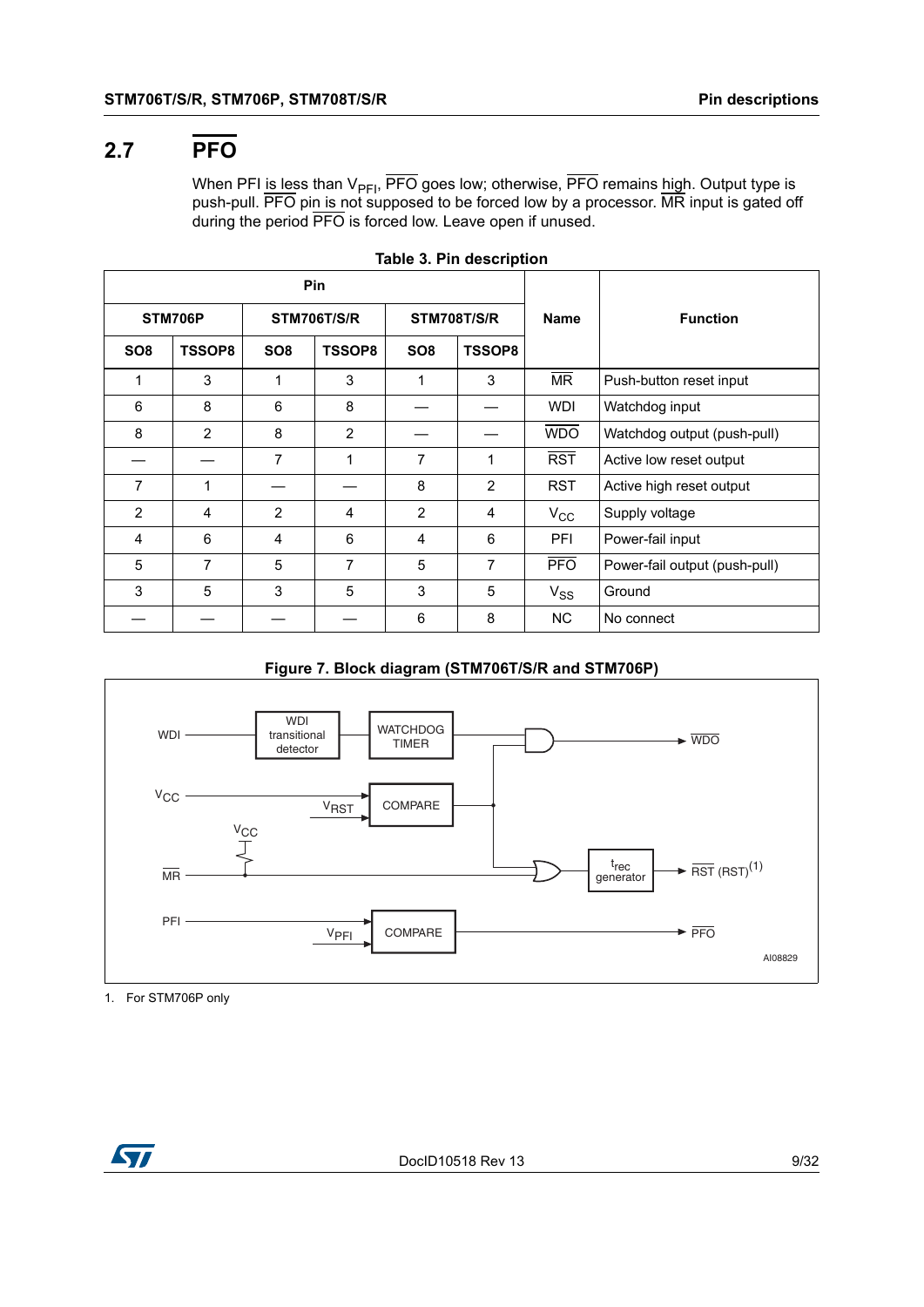## 2.7 $\overline{PFO}$

When PFI is less than $V_{PFI}$, $\overline{PFO}$ goes low; otherwise, $\overline{PFO}$ remains high. Output type is push-pull. $\overline{PFO}$ pin is not supposed to be forced low by a processor. $\overline{MR}$ input is gated off during the period $\overline{PFO}$ is forced low. Leave open if unused.

**Table 3. Pin description**

| Pin | | | | | | Name | Function |
|---|---|---|---|---|---|---|---|
| STM706P | | STM706T/S/R | | STM708T/S/R | | | |
| SO8 | TSSOP8 | SO8 | TSSOP8 | SO8 | TSSOP8 | | |
| 1 | 3 | 1 | 3 | 1 | 3 | $\overline{MR}$ | Push-button reset input |
| 6 | 8 | 6 | 8 | — | — | WDI | Watchdog input |
| 8 | 2 | 8 | 2 | — | — | $\overline{WDO}$ | Watchdog output (push-pull) |
| — | — | 7 | 1 | 7 | 1 | $\overline{RST}$ | Active low reset output |
| 7 | 1 | — | — | 8 | 2 | RST | Active high reset output |
| 2 | 4 | 2 | 4 | 2 | 4 | $V_{CC}$ | Supply voltage |
| 4 | 6 | 4 | 6 | 4 | 6 | PFI | Power-fail input |
| 5 | 7 | 5 | 7 | 5 | 7 | $\overline{PFO}$ | Power-fail output (push-pull) |
| 3 | 5 | 3 | 5 | 3 | 5 | $V_{SS}$ | Ground |
| — | — | — | — | 6 | 8 | NC | No connect |

**Figure 7. Block diagram (STM706T/S/R and STM706P)**

1. For STM706P only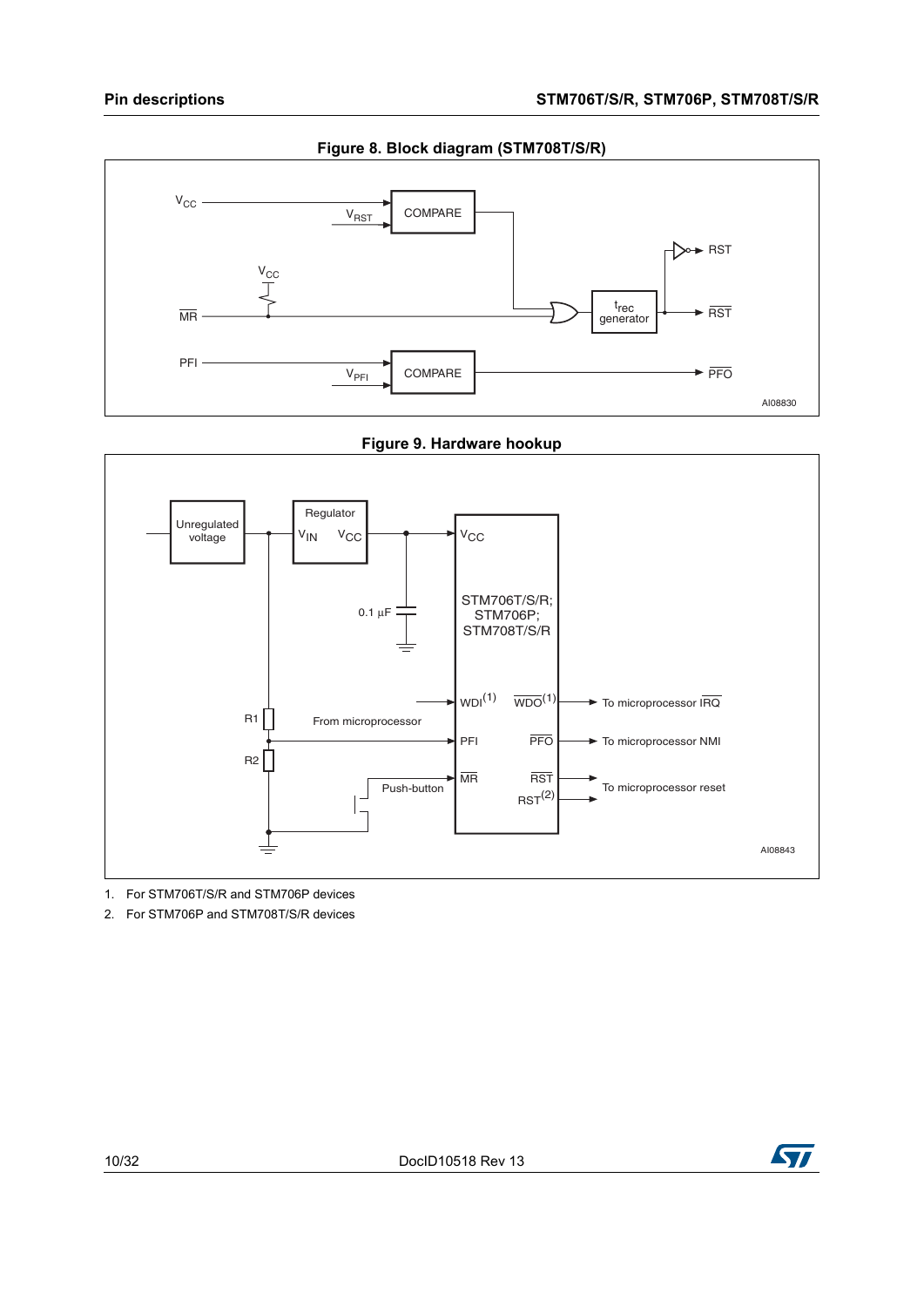**Figure 8. Block diagram (STM708T/S/R)**

**Figure 9. Hardware hookup**

1. For STM706T/S/R and STM706P devices
2. For STM706P and STM708T/S/R devices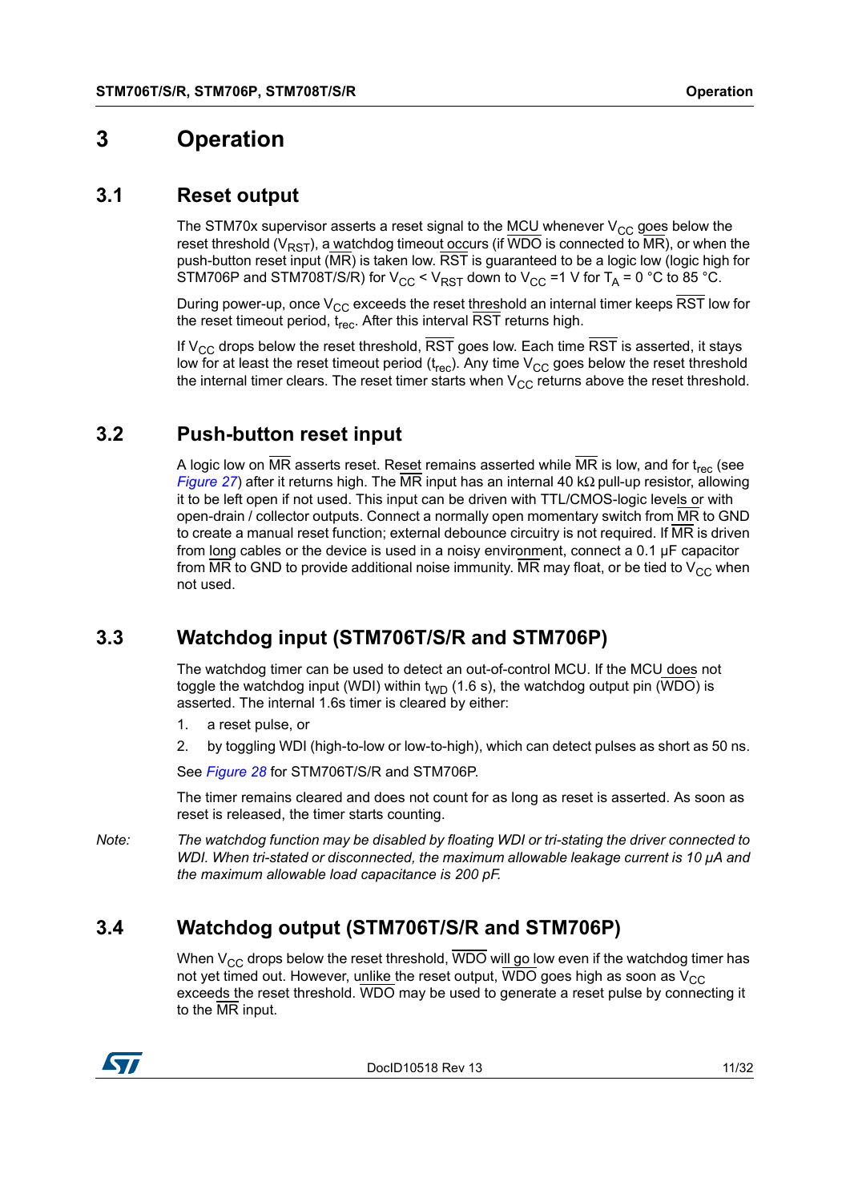# 3 Operation

## 3.1 Reset output

The STM70x supervisor asserts a reset signal to the MCU whenever $V_{CC}$ goes below the reset threshold ($V_{RST}$), a watchdog timeout occurs (if $\overline{WDO}$ is connected to $\overline{MR}$), or when the push-button reset input ($\overline{MR}$) is taken low. $\overline{RST}$ is guaranteed to be a logic low (logic high for STM706P and STM708T/S/R) for $V_{CC} < V_{RST}$ down to $V_{CC}$ =1 V for $T_A$ = 0 °C to 85 °C.

During power-up, once $V_{CC}$ exceeds the reset threshold an internal timer keeps $\overline{RST}$ low for the reset timeout period, $t_{rec}$. After this interval $\overline{RST}$ returns high.

If $V_{CC}$ drops below the reset threshold, $\overline{RST}$ goes low. Each time $\overline{RST}$ is asserted, it stays low for at least the reset timeout period ($t_{rec}$). Any time $V_{CC}$ goes below the reset threshold the internal timer clears. The reset timer starts when $V_{CC}$ returns above the reset threshold.

## 3.2 Push-button reset input

A logic low on $\overline{MR}$ asserts reset. Reset remains asserted while $\overline{MR}$ is low, and for $t_{rec}$ (see *Figure 27*) after it returns high. The $\overline{MR}$ input has an internal 40 kΩ pull-up resistor, allowing it to be left open if not used. This input can be driven with TTL/CMOS-logic levels or with open-drain / collector outputs. Connect a normally open momentary switch from $\overline{MR}$ to GND to create a manual reset function; external debounce circuitry is not required. If $\overline{MR}$ is driven from long cables or the device is used in a noisy environment, connect a 0.1 µF capacitor from $\overline{MR}$ to GND to provide additional noise immunity. $\overline{MR}$ may float, or be tied to $V_{CC}$ when not used.

## 3.3 Watchdog input (STM706T/S/R and STM706P)

The watchdog timer can be used to detect an out-of-control MCU. If the MCU does not toggle the watchdog input (WDI) within $t_{WD}$ (1.6 s), the watchdog output pin ($\overline{WDO}$) is asserted. The internal 1.6s timer is cleared by either:

1. a reset pulse, or
2. by toggling WDI (high-to-low or low-to-high), which can detect pulses as short as 50 ns.

See *Figure 28* for STM706T/S/R and STM706P.

The timer remains cleared and does not count for as long as reset is asserted. As soon as reset is released, the timer starts counting.

Note: *The watchdog function may be disabled by floating WDI or tri-stating the driver connected to WDI. When tri-stated or disconnected, the maximum allowable leakage current is 10 µA and the maximum allowable load capacitance is 200 pF.*

## 3.4 Watchdog output (STM706T/S/R and STM706P)

When $V_{CC}$ drops below the reset threshold, $\overline{WDO}$ will go low even if the watchdog timer has not yet timed out. However, unlike the reset output, $\overline{WDO}$ goes high as soon as $V_{CC}$ exceeds the reset threshold. $\overline{WDO}$ may be used to generate a reset pulse by connecting it to the $\overline{MR}$ input.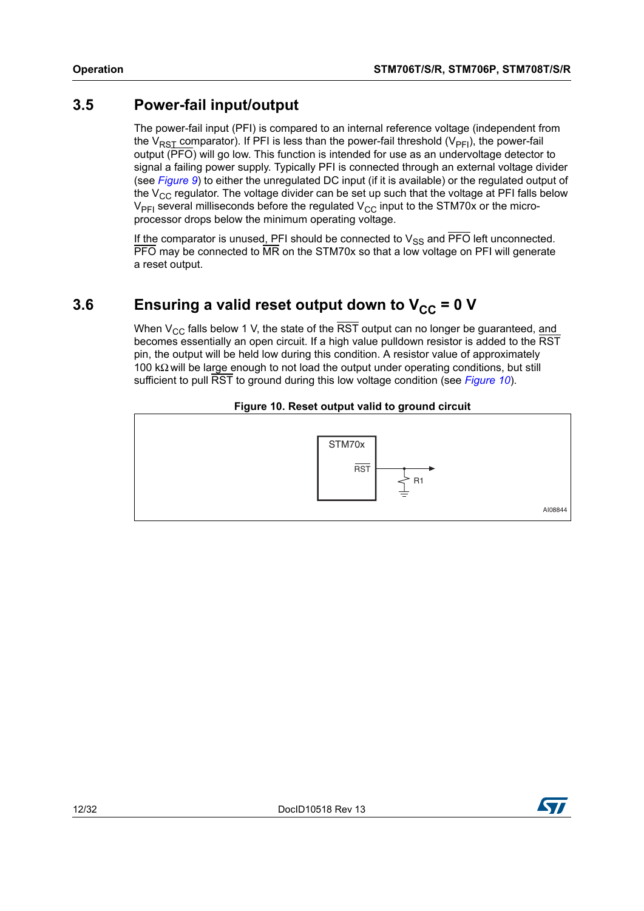## 3.5 Power-fail input/output

The power-fail input (PFI) is compared to an internal reference voltage (independent from the $V_{RST}$ comparator). If PFI is less than the power-fail threshold ($V_{PFI}$), the power-fail output ($\overline{PFO}$) will go low. This function is intended for use as an undervoltage detector to signal a failing power supply. Typically PFI is connected through an external voltage divider (see *Figure 9*) to either the unregulated DC input (if it is available) or the regulated output of the $V_{CC}$ regulator. The voltage divider can be set up such that the voltage at PFI falls below $V_{PFI}$ several milliseconds before the regulated $V_{CC}$ input to the STM70x or the microprocessor drops below the minimum operating voltage.

If the comparator is unused, PFI should be connected to $V_{SS}$ and $\overline{PFO}$ left unconnected. $\overline{PFO}$ may be connected to $\overline{MR}$ on the STM70x so that a low voltage on PFI will generate a reset output.

## 3.6 Ensuring a valid reset output down to $V_{CC}$ = 0 V

When $V_{CC}$ falls below 1 V, the state of the $\overline{RST}$ output can no longer be guaranteed, and becomes essentially an open circuit. If a high value pulldown resistor is added to the $\overline{RST}$ pin, the output will be held low during this condition. A resistor value of approximately 100 kΩ will be large enough to not load the output under operating conditions, but still sufficient to pull $\overline{RST}$ to ground during this low voltage condition (see *Figure 10*).

**Figure 10. Reset output valid to ground circuit**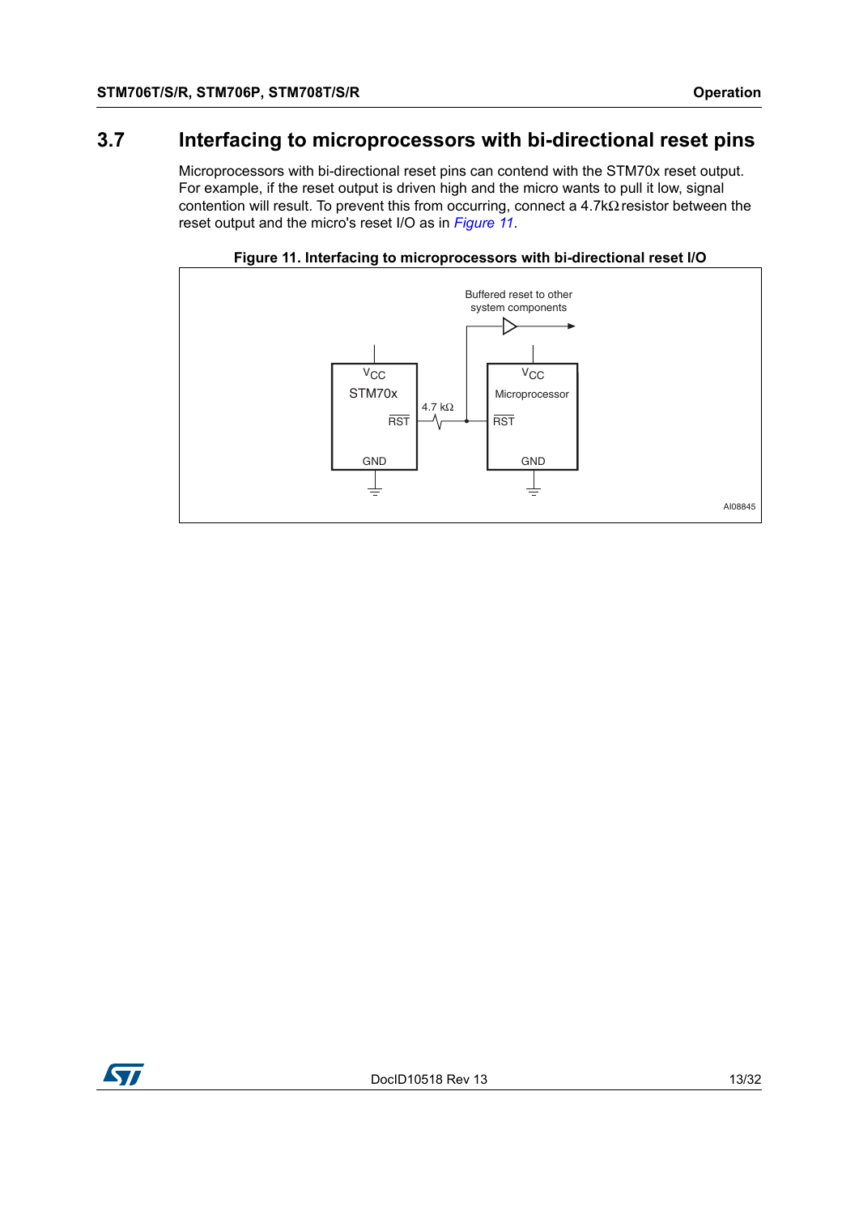## 3.7 Interfacing to microprocessors with bi-directional reset pins

Microprocessors with bi-directional reset pins can contend with the STM70x reset output. For example, if the reset output is driven high and the micro wants to pull it low, signal contention will result. To prevent this from occurring, connect a 4.7kΩ resistor between the reset output and the micro's reset I/O as in *Figure 11*.

**Figure 11. Interfacing to microprocessors with bi-directional reset I/O**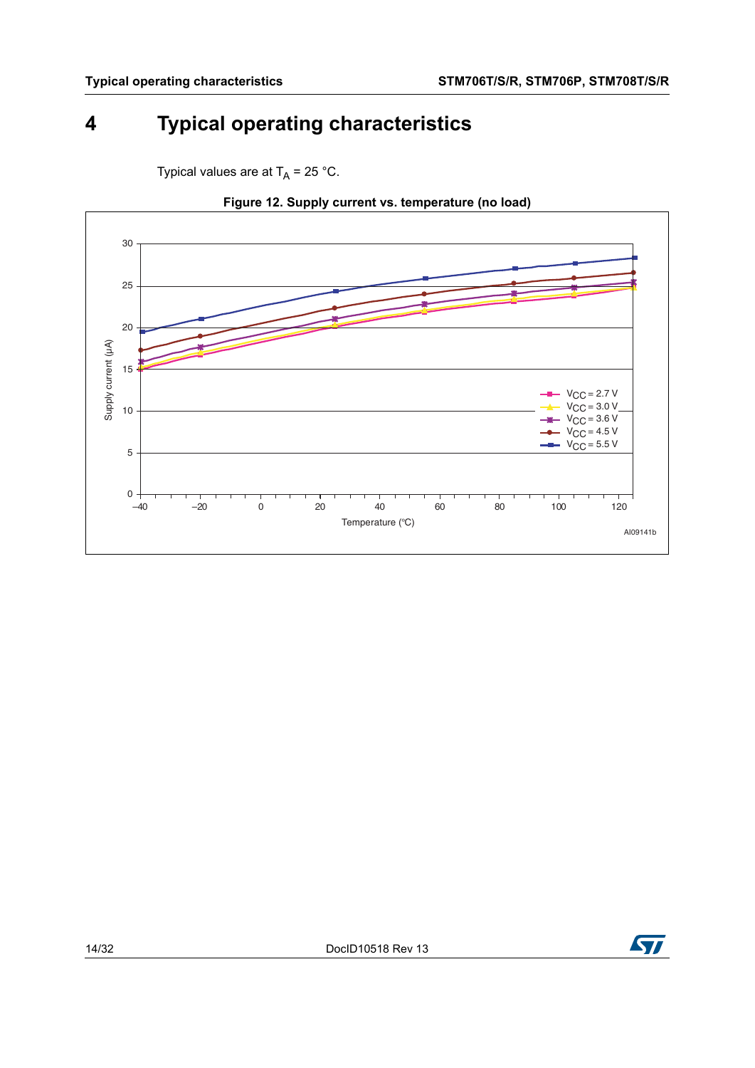# 4 Typical operating characteristics

Typical values are at $T_A$ = 25 °C.

**Figure 12. Supply current vs. temperature (no load)**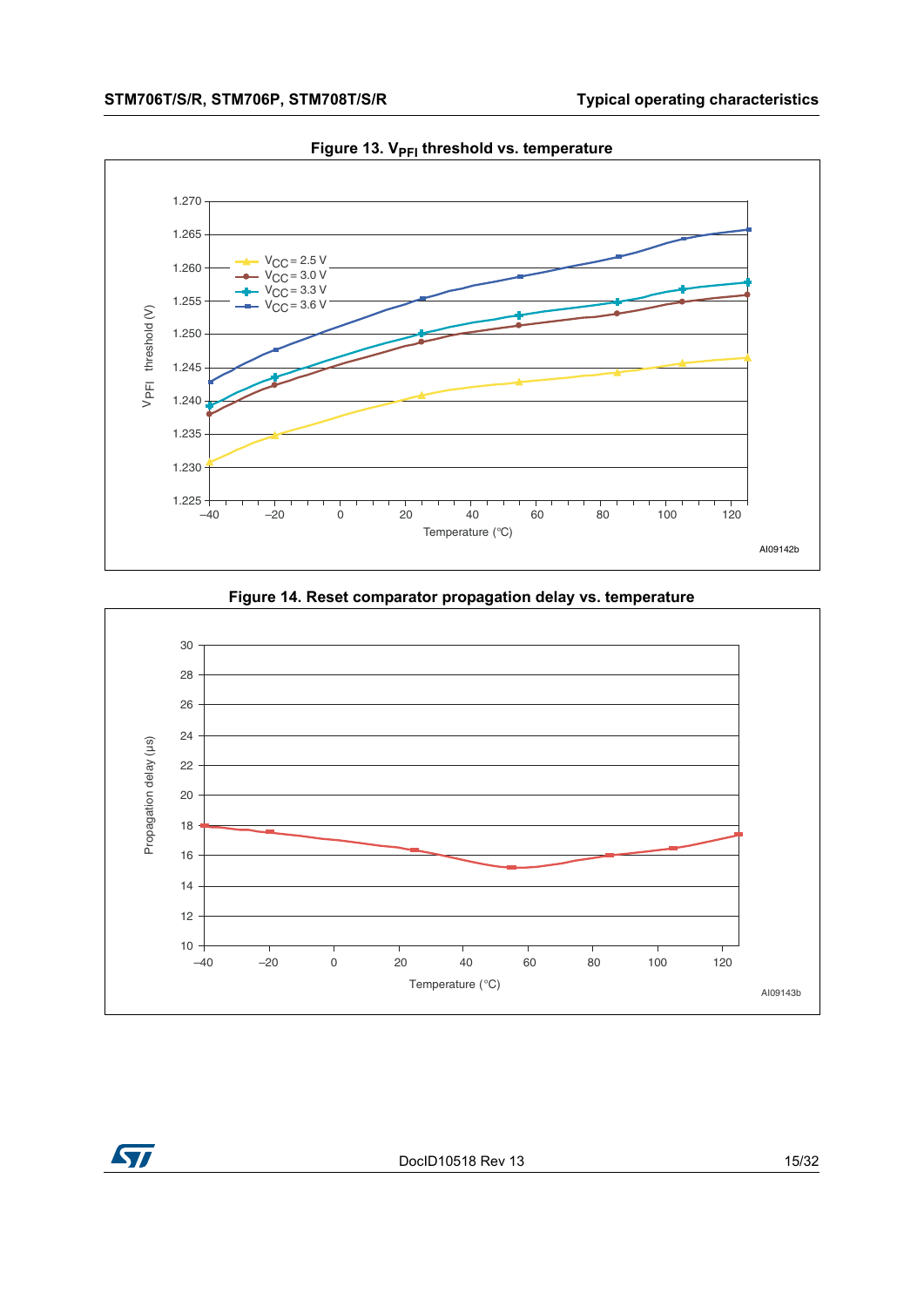Figure 13. $V_{PFI}$ threshold vs. temperature

Figure 14. Reset comparator propagation delay vs. temperature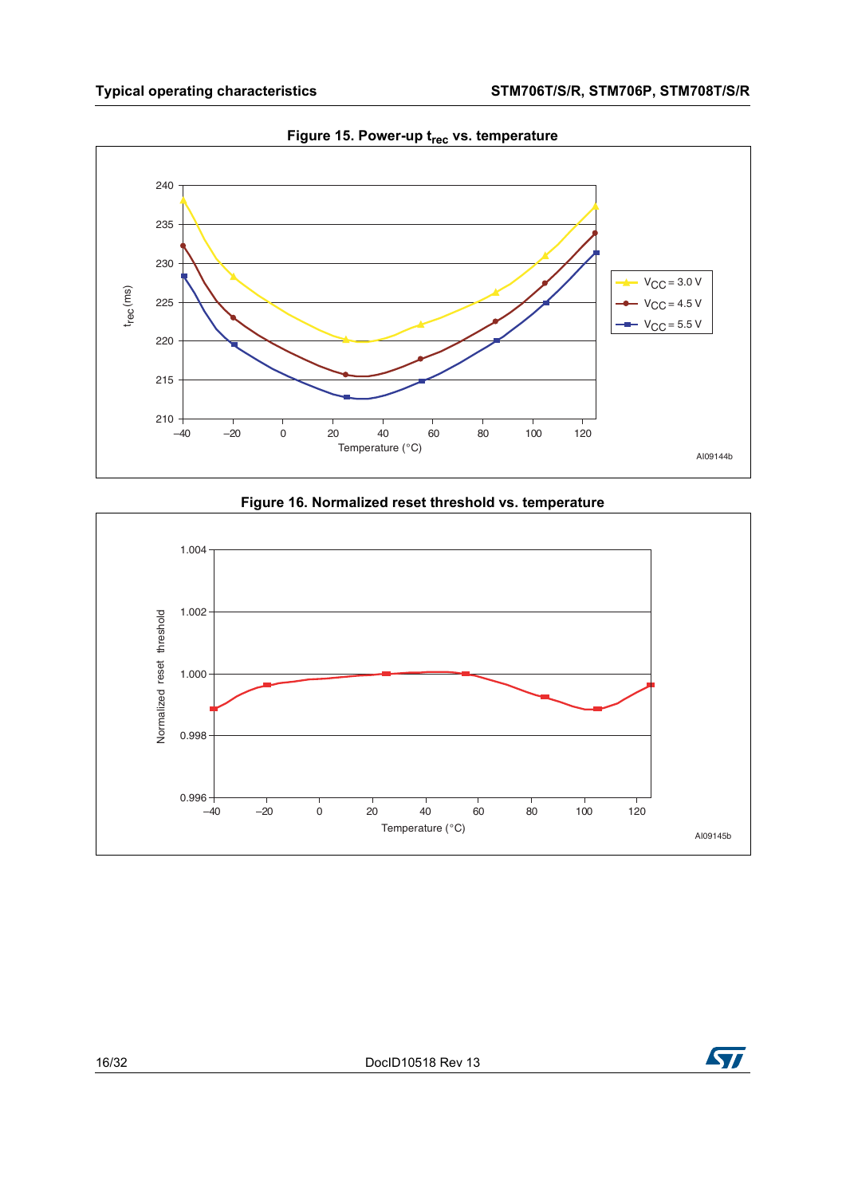Figure 15. Power-up $t_{rec}$ vs. temperature

Figure 16. Normalized reset threshold vs. temperature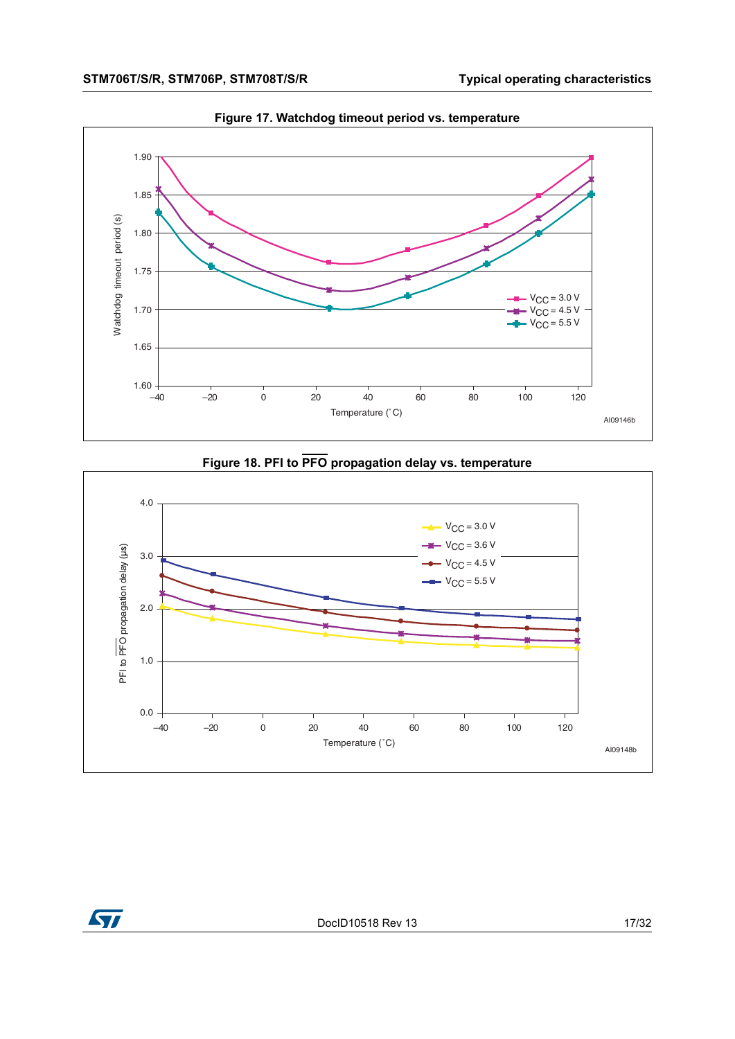Figure 17. Watchdog timeout period vs. temperature

Figure 18. PFI to $\overline{\text{PFO}}$ propagation delay vs. temperature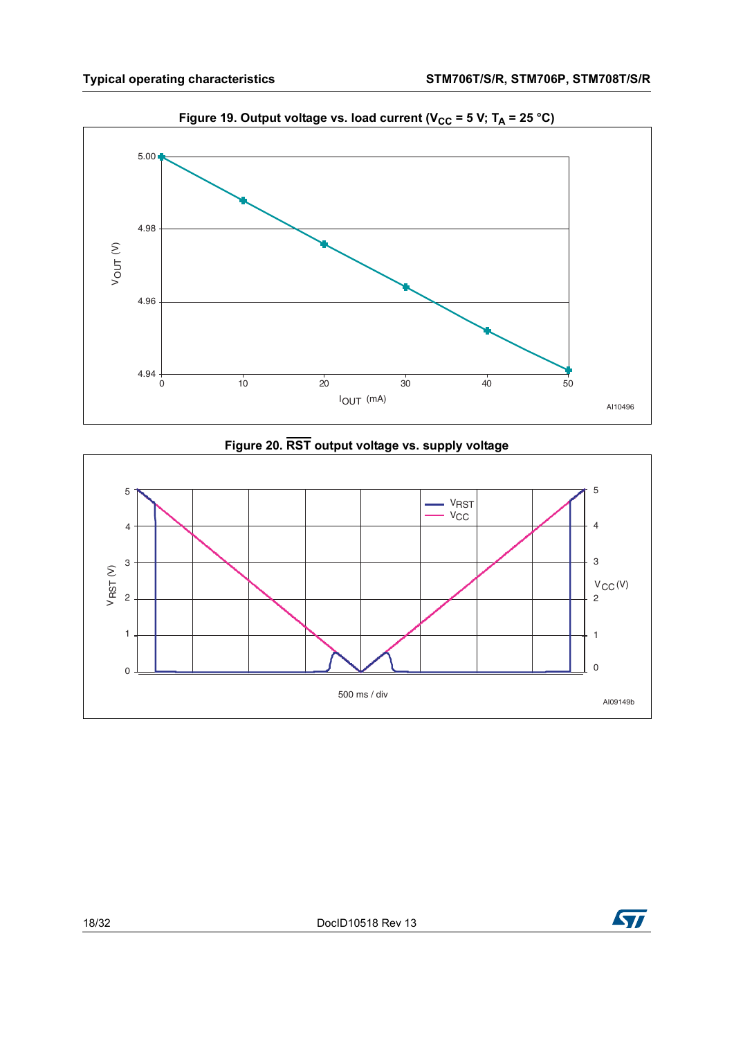**Figure 19. Output voltage vs. load current ($V_{CC}$ = 5 V; $T_A$ = 25 °C)**

**Figure 20. $\overline{RST}$ output voltage vs. supply voltage**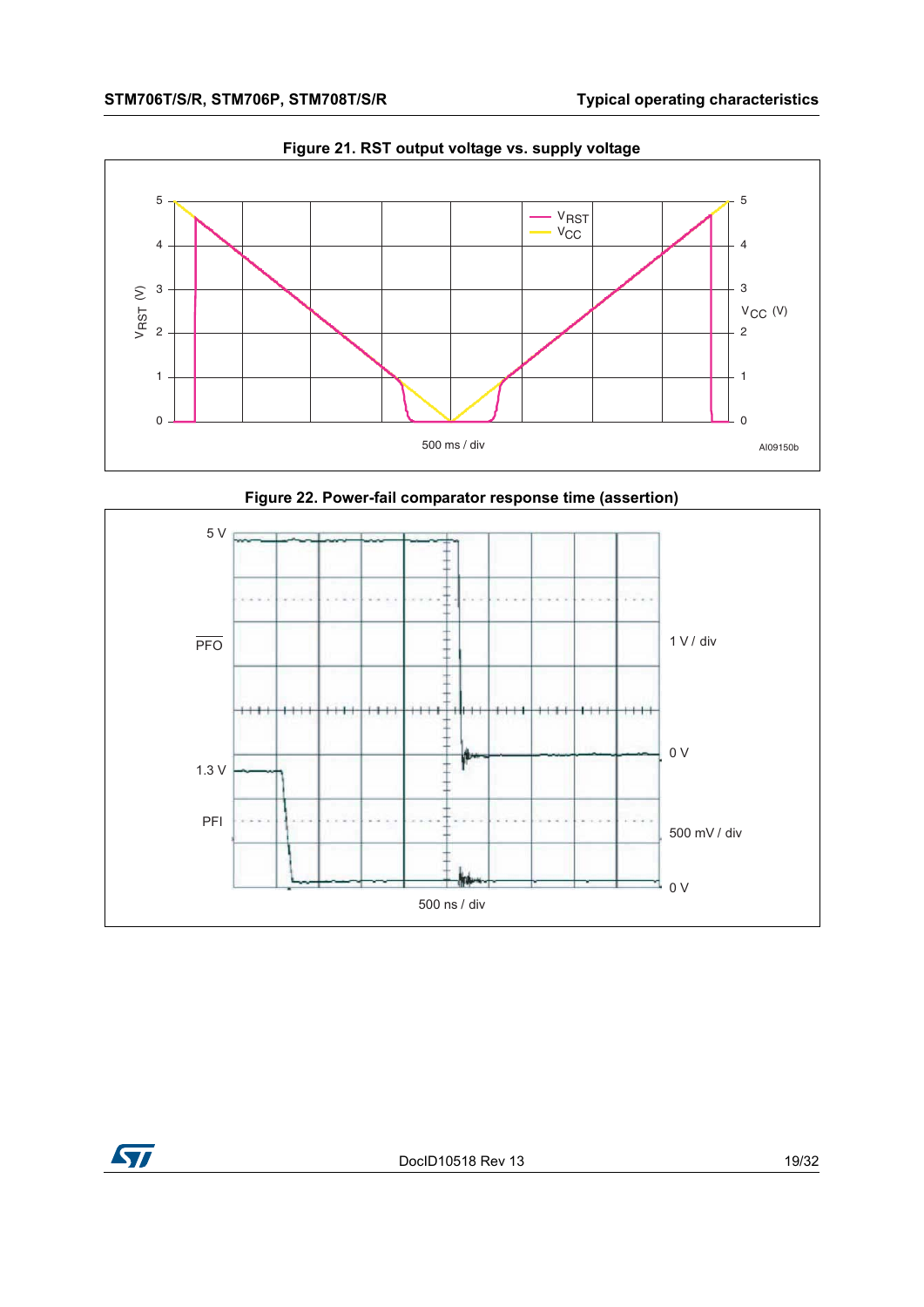**Figure 21. RST output voltage vs. supply voltage**

**Figure 22. Power-fail comparator response time (assertion)**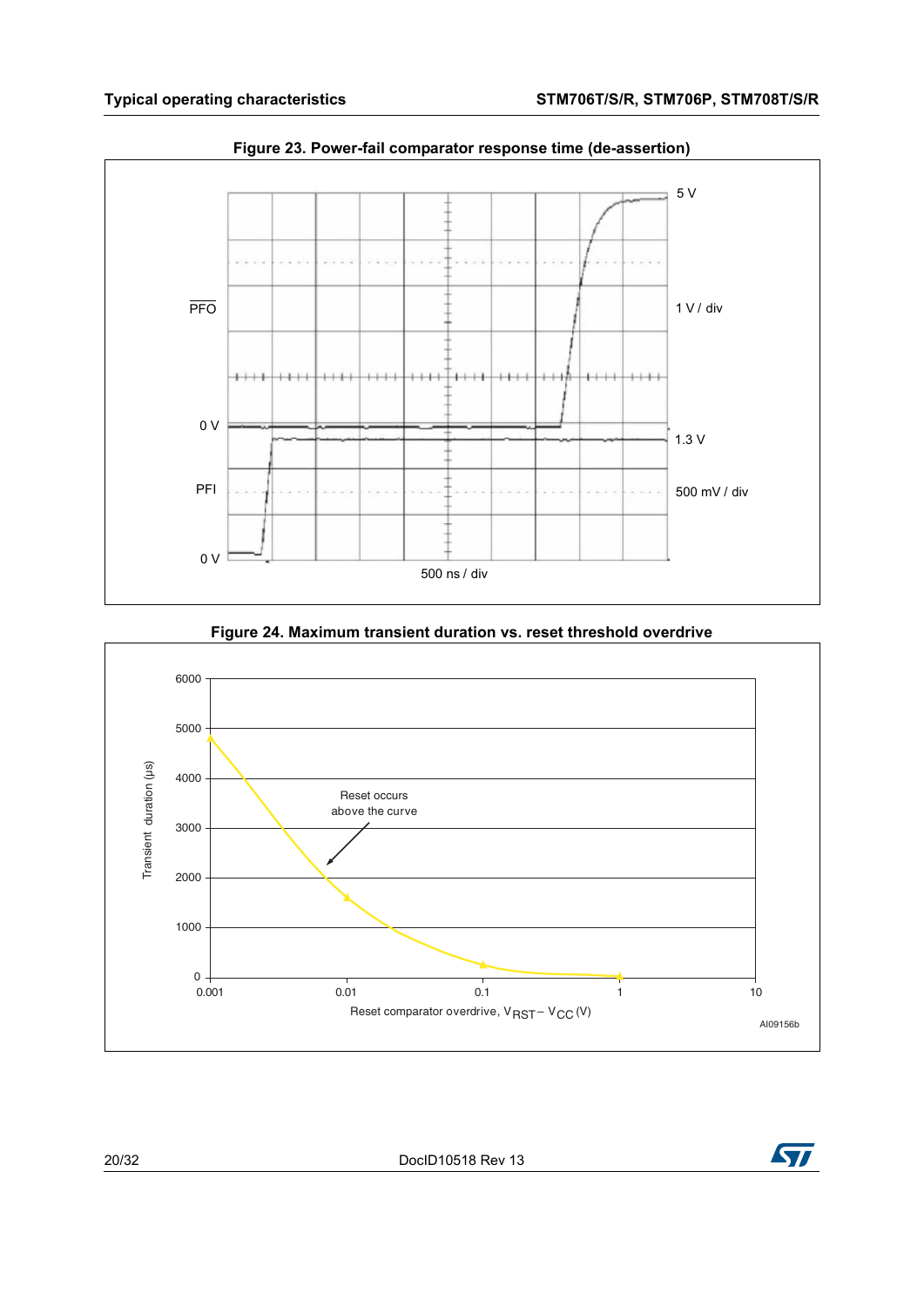**Figure 23. Power-fail comparator response time (de-assertion)**

$\overline{PFO}$

5 V

1 V / div

0 V

1.3 V

PFI

500 mV / div

0 V

500 ns / div

**Figure 24. Maximum transient duration vs. reset threshold overdrive**

Transient duration (µs)

6000

5000

4000

3000

2000

1000

0

Reset occurs above the curve

0.001 0.01 0.1 1 10

Reset comparator overdrive, $V_{RST} - V_{CC}$ (V)

AI09156b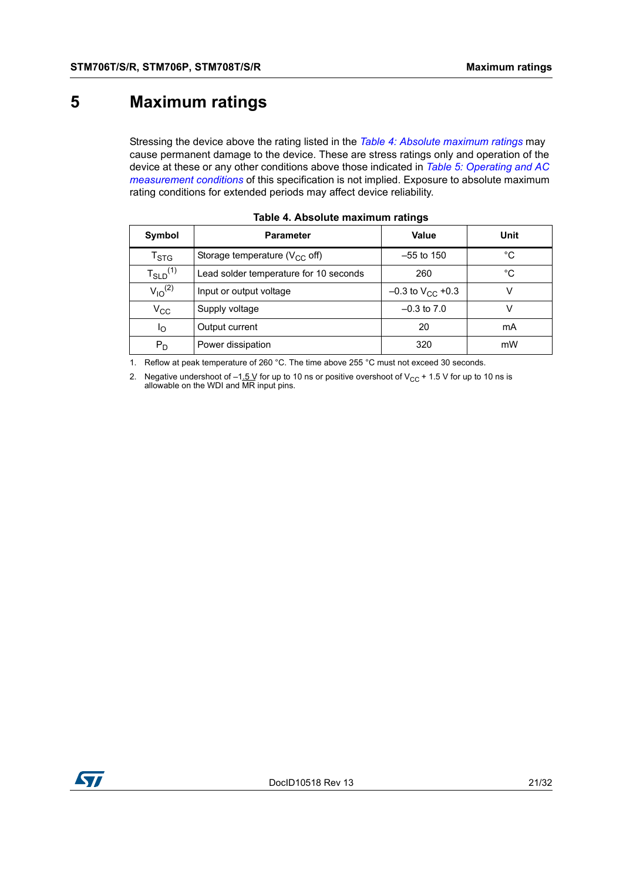# 5 Maximum ratings

Stressing the device above the rating listed in the *Table 4: Absolute maximum ratings* may cause permanent damage to the device. These are stress ratings only and operation of the device at these or any other conditions above those indicated in *Table 5: Operating and AC measurement conditions* of this specification is not implied. Exposure to absolute maximum rating conditions for extended periods may affect device reliability.

**Table 4. Absolute maximum ratings**

| Symbol | Parameter | Value | Unit |
|---|---|---|---|
| $T_{STG}$ | Storage temperature ($V_{CC}$ off) | –55 to 150 | °C |
| $T_{SLD}$[(1)] | Lead solder temperature for 10 seconds | 260 | °C |
| $V_{IO}$[(2)] | Input or output voltage | –0.3 to $V_{CC}$ +0.3 | V |
| $V_{CC}$ | Supply voltage | –0.3 to 7.0 | V |
| $I_O$ | Output current | 20 | mA |
| $P_D$ | Power dissipation | 320 | mW |

1. Reflow at peak temperature of 260 °C. The time above 255 °C must not exceed 30 seconds.
2. Negative undershoot of –1.5 V for up to 10 ns or positive overshoot of $V_{CC}$ + 1.5 V for up to 10 ns is allowable on the WDI and $\overline{MR}$ input pins.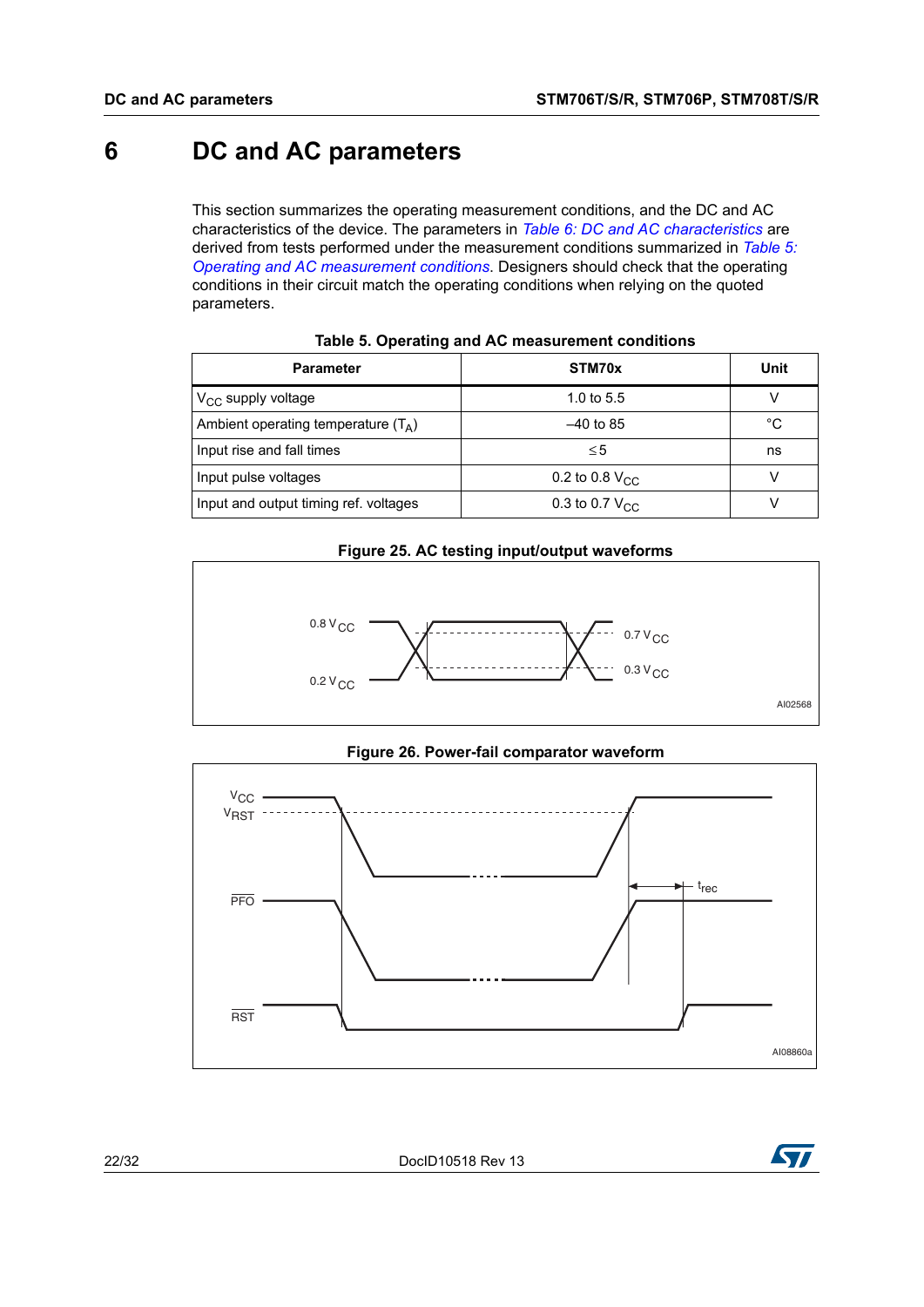# 6 DC and AC parameters

This section summarizes the operating measurement conditions, and the DC and AC characteristics of the device. The parameters in *Table 6: DC and AC characteristics* are derived from tests performed under the measurement conditions summarized in *Table 5: Operating and AC measurement conditions*. Designers should check that the operating conditions in their circuit match the operating conditions when relying on the quoted parameters.

**Table 5. Operating and AC measurement conditions**

| Parameter | STM70x | Unit |
|---|---|---|
| $V_{CC}$ supply voltage | 1.0 to 5.5 | V |
| Ambient operating temperature ($T_A$) | –40 to 85 | °C |
| Input rise and fall times | ≤ 5 | ns |
| Input pulse voltages | 0.2 to 0.8 $V_{CC}$ | V |
| Input and output timing ref. voltages | 0.3 to 0.7 $V_{CC}$ | V |

**Figure 25. AC testing input/output waveforms**

**Figure 26. Power-fail comparator waveform**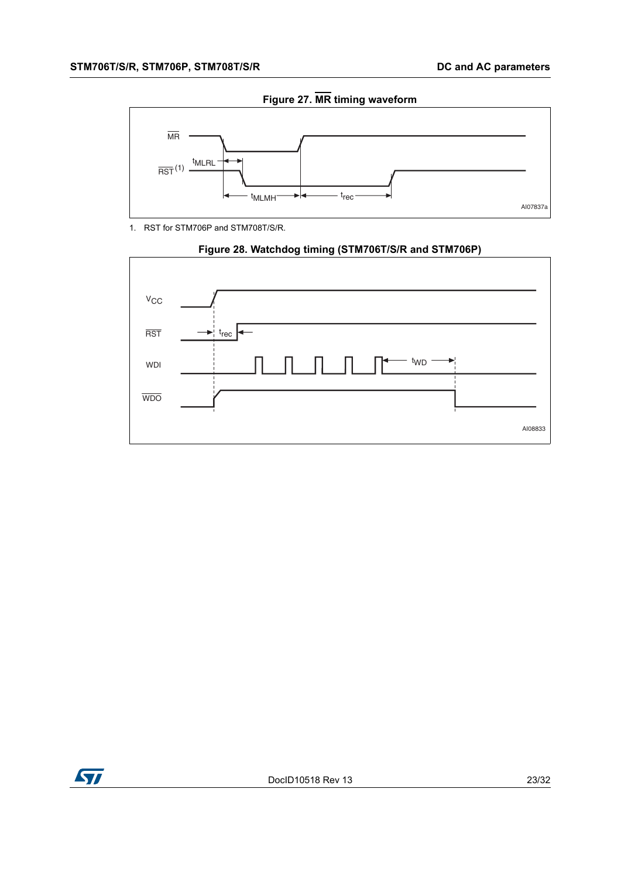**Figure 27. $\overline{MR}$ timing waveform**

1. RST for STM706P and STM708T/S/R.

**Figure 28. Watchdog timing (STM706T/S/R and STM706P)**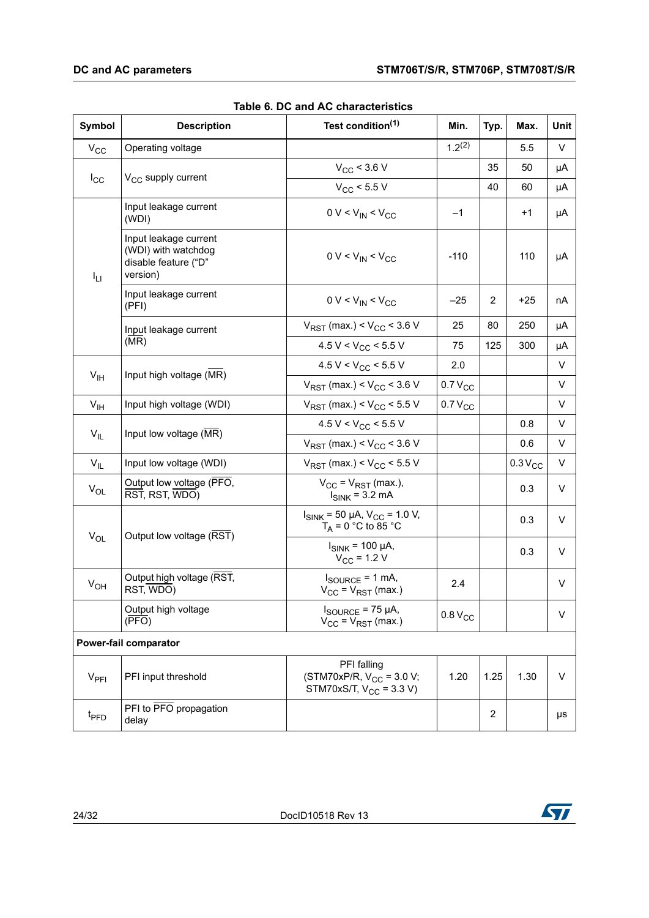**Table 6. DC and AC characteristics**

| Symbol | Description | Test condition[(1)] | Min. | Typ. | Max. | Unit |
|---|---|---|---|---|---|---|
| $V_{CC}$ | Operating voltage | | 1.2[(2)] | | 5.5 | V |
| $I_{CC}$ | $V_{CC}$ supply current | $V_{CC}$ < 3.6 V | | 35 | 50 | µA |
| | | $V_{CC}$ < 5.5 V | | 40 | 60 | µA |
| $I_{LI}$ | Input leakage current (WDI) | 0 V < $V_{IN}$ < $V_{CC}$ | –1 | | +1 | µA |
| | Input leakage current (WDI) with watchdog disable feature ("D" version) | 0 V < $V_{IN}$ < $V_{CC}$ | -110 | | 110 | µA |
| | Input leakage current (PFI) | 0 V < $V_{IN}$ < $V_{CC}$ | –25 | 2 | +25 | nA |
| | Input leakage current ($\overline{MR}$) | $V_{RST}$ (max.) < $V_{CC}$ < 3.6 V | 25 | 80 | 250 | µA |
| | | 4.5 V < $V_{CC}$ < 5.5 V | 75 | 125 | 300 | µA |
| $V_{IH}$ | Input high voltage ($\overline{MR}$) | 4.5 V < $V_{CC}$ < 5.5 V | 2.0 | | | V |
| | | $V_{RST}$ (max.) < $V_{CC}$ < 3.6 V | 0.7 $V_{CC}$ | | | V |
| $V_{IH}$ | Input high voltage (WDI) | $V_{RST}$ (max.) < $V_{CC}$ < 5.5 V | 0.7 $V_{CC}$ | | | V |
| $V_{IL}$ | Input low voltage ($\overline{MR}$) | 4.5 V < $V_{CC}$ < 5.5 V | | | 0.8 | V |
| | | $V_{RST}$ (max.) < $V_{CC}$ < 3.6 V | | | 0.6 | V |
| $V_{IL}$ | Input low voltage (WDI) | $V_{RST}$ (max.) < $V_{CC}$ < 5.5 V | | | 0.3 $V_{CC}$ | V |
| $V_{OL}$ | Output low voltage ($\overline{PFO}$, $\overline{RST}$, RST, $\overline{WDO}$) | $V_{CC}$ = $V_{RST}$ (max.), $I_{SINK}$ = 3.2 mA | | | 0.3 | V |
| $V_{OL}$ | Output low voltage ($\overline{RST}$) | $I_{SINK}$ = 50 µA, $V_{CC}$ = 1.0 V, $T_A$ = 0 °C to 85 °C | | | 0.3 | V |
| | | $I_{SINK}$ = 100 µA, $V_{CC}$ = 1.2 V | | | 0.3 | V |
| $V_{OH}$ | Output high voltage ($\overline{RST}$, RST, $\overline{WDO}$) | $I_{SOURCE}$ = 1 mA, $V_{CC}$ = $V_{RST}$ (max.) | 2.4 | | | V |
| | Output high voltage ($\overline{PFO}$) | $I_{SOURCE}$ = 75 µA, $V_{CC}$ = $V_{RST}$ (max.) | 0.8 $V_{CC}$ | | | V |
| **Power-fail comparator** | | | | | | |
| $V_{PFI}$ | PFI input threshold | PFI falling (STM70xP/R, $V_{CC}$ = 3.0 V; STM70xS/T, $V_{CC}$ = 3.3 V) | 1.20 | 1.25 | 1.30 | V |
| $t_{PFD}$ | PFI to $\overline{PFO}$ propagation delay | | | 2 | | µs |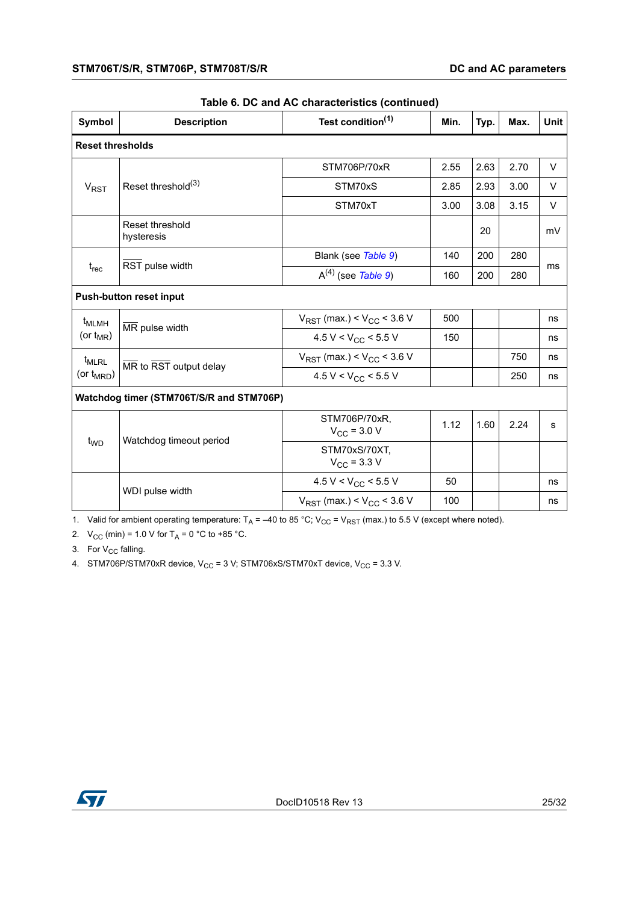**Table 6. DC and AC characteristics (continued)**

| Symbol | Description | Test condition[1] | Min. | Typ. | Max. | Unit |
|---|---|---|---|---|---|---|
| **Reset thresholds** | | | | | | |
| $V_{RST}$ | Reset threshold[3] | STM706P/70xR | 2.55 | 2.63 | 2.70 | V |
| | | STM70xS | 2.85 | 2.93 | 3.00 | V |
| | | STM70xT | 3.00 | 3.08 | 3.15 | V |
| | Reset threshold hysteresis | | | 20 | | mV |
| $t_{rec}$ | $\overline{RST}$ pulse width | Blank (see *Table 9*) | 140 | 200 | 280 | ms |
| | | A[4] (see *Table 9*) | 160 | 200 | 280 | ms |
| **Push-button reset input** | | | | | | |
| $t_{MLMH}$ (or $t_{MR}$) | $\overline{MR}$ pulse width | $V_{RST}$ (max.) < $V_{CC}$ < 3.6 V | 500 | | | ns |
| | | 4.5 V < $V_{CC}$ < 5.5 V | 150 | | | ns |
| $t_{MLRL}$ (or $t_{MRD}$) | $\overline{MR}$ to $\overline{RST}$ output delay | $V_{RST}$ (max.) < $V_{CC}$ < 3.6 V | | | 750 | ns |
| | | 4.5 V < $V_{CC}$ < 5.5 V | | | 250 | ns |
| **Watchdog timer (STM706T/S/R and STM706P)** | | | | | | |
| $t_{WD}$ | Watchdog timeout period | STM706P/70xR, $V_{CC}$ = 3.0 V | 1.12 | 1.60 | 2.24 | s |
| | | STM70xS/70XT, $V_{CC}$ = 3.3 V | | | | |
| | WDI pulse width | 4.5 V < $V_{CC}$ < 5.5 V | 50 | | | ns |
| | | $V_{RST}$ (max.) < $V_{CC}$ < 3.6 V | 100 | | | ns |

1. Valid for ambient operating temperature: $T_A$ = –40 to 85 °C; $V_{CC}$ = $V_{RST}$ (max.) to 5.5 V (except where noted).
2. $V_{CC}$ (min) = 1.0 V for $T_A$ = 0 °C to +85 °C.
3. For $V_{CC}$ falling.
4. STM706P/STM70xR device, $V_{CC}$ = 3 V; STM706xS/STM70xT device, $V_{CC}$ = 3.3 V.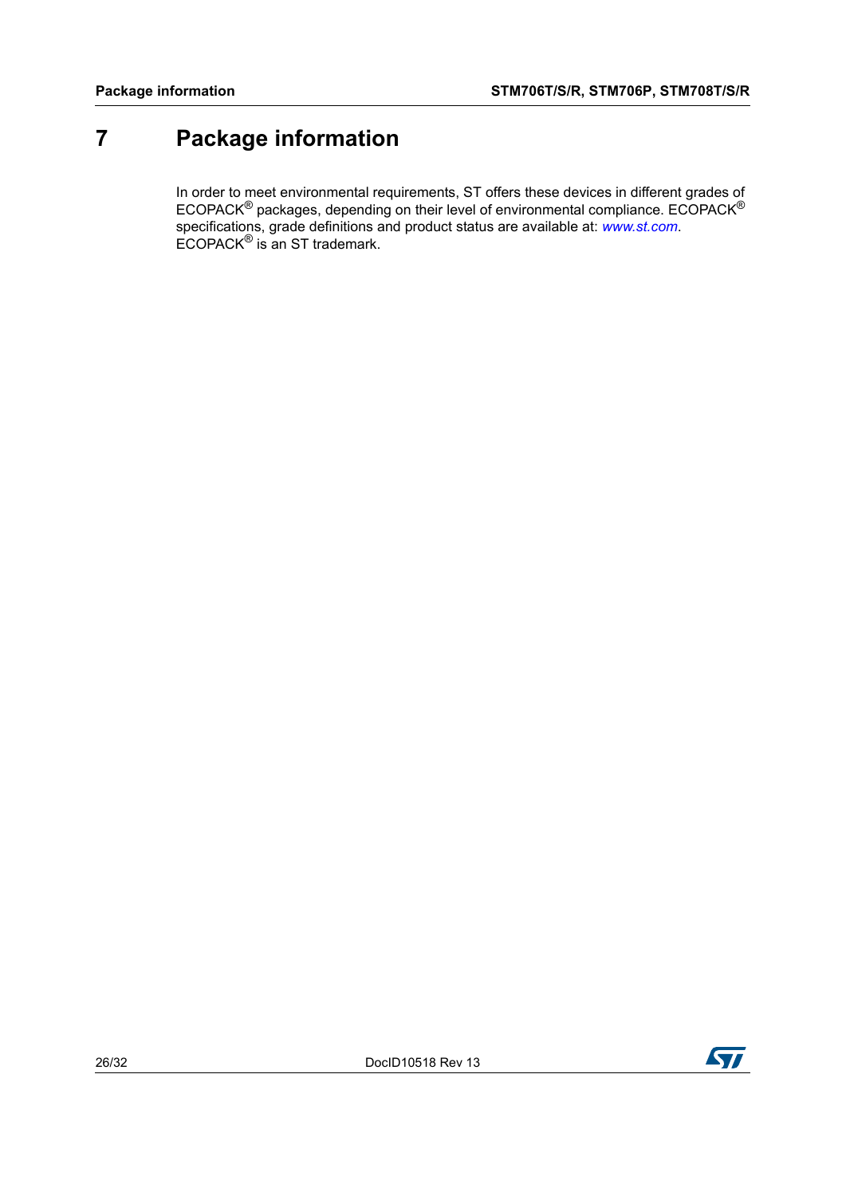# 7 Package information

In order to meet environmental requirements, ST offers these devices in different grades of ECOPACK® packages, depending on their level of environmental compliance. ECOPACK® specifications, grade definitions and product status are available at: *www.st.com*. ECOPACK® is an ST trademark.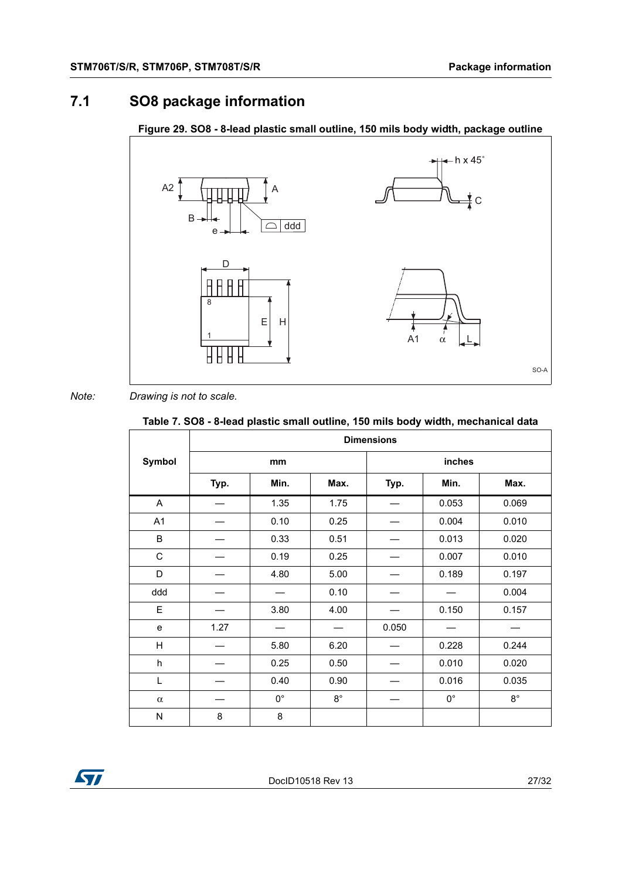## 7.1 SO8 package information

**Figure 29. SO8 - 8-lead plastic small outline, 150 mils body width, package outline**

*Note: Drawing is not to scale.*

**Table 7. SO8 - 8-lead plastic small outline, 150 mils body width, mechanical data**

| Symbol | Dimensions | | | | | |
|---|---|---|---|---|---|---|
| | mm | | | inches | | |
| | Typ. | Min. | Max. | Typ. | Min. | Max. |
| A | — | 1.35 | 1.75 | — | 0.053 | 0.069 |
| A1 | — | 0.10 | 0.25 | — | 0.004 | 0.010 |
| B | — | 0.33 | 0.51 | — | 0.013 | 0.020 |
| C | — | 0.19 | 0.25 | — | 0.007 | 0.010 |
| D | — | 4.80 | 5.00 | — | 0.189 | 0.197 |
| ddd | — | — | 0.10 | — | — | 0.004 |
| E | — | 3.80 | 4.00 | — | 0.150 | 0.157 |
| e | 1.27 | — | — | 0.050 | — | — |
| H | — | 5.80 | 6.20 | — | 0.228 | 0.244 |
| h | — | 0.25 | 0.50 | — | 0.010 | 0.020 |
| L | — | 0.40 | 0.90 | — | 0.016 | 0.035 |
| α | — | 0° | 8° | — | 0° | 8° |
| N | 8 | 8 | | | | |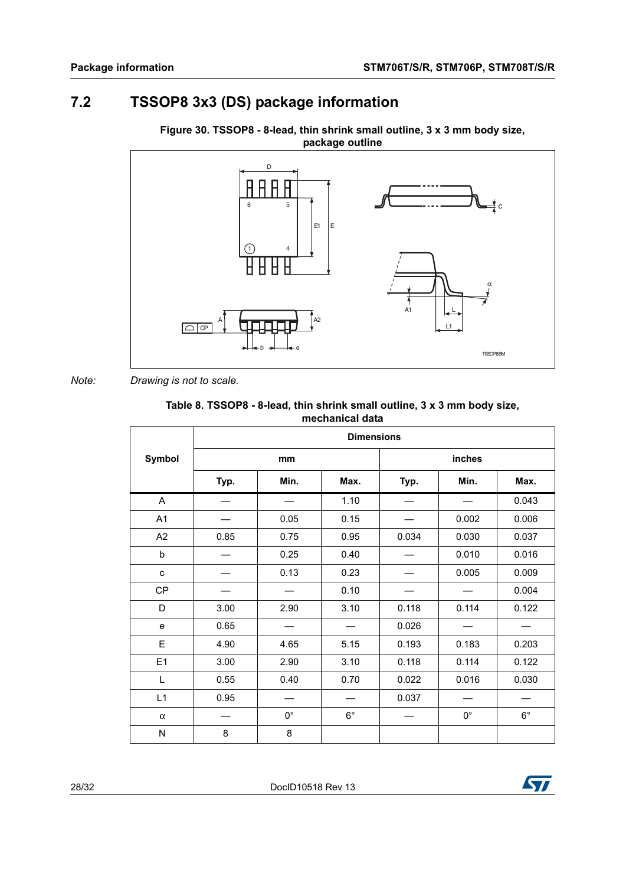## 7.2 TSSOP8 3x3 (DS) package information

Figure 30. TSSOP8 - 8-lead, thin shrink small outline, 3 x 3 mm body size, package outline

*Note:* *Drawing is not to scale.*

Table 8. TSSOP8 - 8-lead, thin shrink small outline, 3 x 3 mm body size, mechanical data

| Symbol | Dimensions | | | | | |
|---|---|---|---|---|---|---|
| | mm | | | inches | | |
| | Typ. | Min. | Max. | Typ. | Min. | Max. |
| A | — | — | 1.10 | — | — | 0.043 |
| A1 | — | 0.05 | 0.15 | — | 0.002 | 0.006 |
| A2 | 0.85 | 0.75 | 0.95 | 0.034 | 0.030 | 0.037 |
| b | — | 0.25 | 0.40 | — | 0.010 | 0.016 |
| c | — | 0.13 | 0.23 | — | 0.005 | 0.009 |
| CP | — | — | 0.10 | — | — | 0.004 |
| D | 3.00 | 2.90 | 3.10 | 0.118 | 0.114 | 0.122 |
| e | 0.65 | — | — | 0.026 | — | — |
| E | 4.90 | 4.65 | 5.15 | 0.193 | 0.183 | 0.203 |
| E1 | 3.00 | 2.90 | 3.10 | 0.118 | 0.114 | 0.122 |
| L | 0.55 | 0.40 | 0.70 | 0.022 | 0.016 | 0.030 |
| L1 | 0.95 | — | — | 0.037 | — | — |
| $\alpha$ | — | 0° | 6° | — | 0° | 6° |
| N | 8 | 8 | | | | |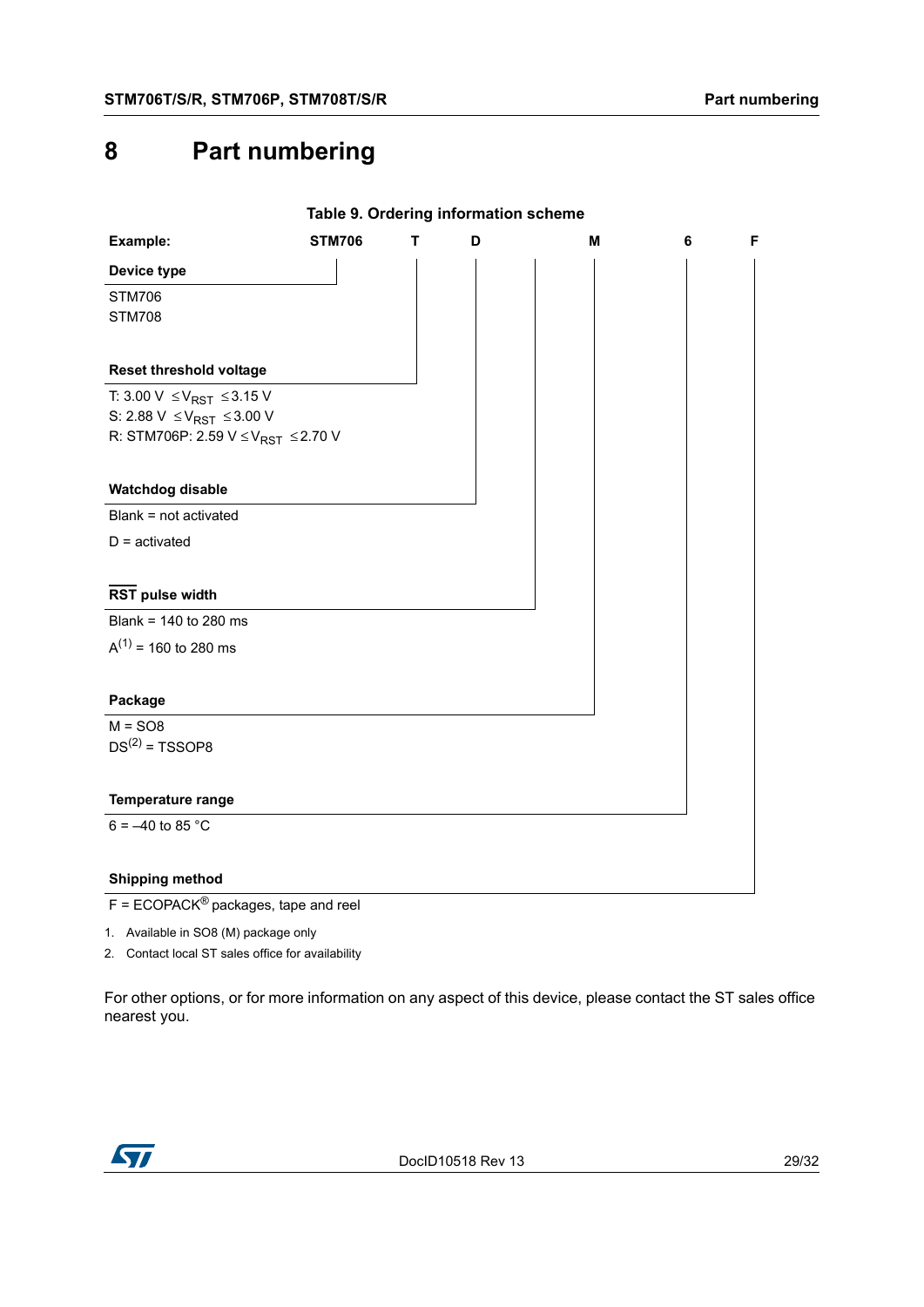# 8 Part numbering

**Table 9. Ordering information scheme**

| Example: | STM706 | T | D | | M | 6 | F |
|---|---|---|---|---|---|---|---|

**Device type**

STM706
STM708

**Reset threshold voltage**

T: 3.00 V $\leq V_{RST} \leq$ 3.15 V
S: 2.88 V $\leq V_{RST} \leq$ 3.00 V
R: STM706P: 2.59 V $\leq V_{RST} \leq$ 2.70 V

**Watchdog disable**

Blank = not activated

D = activated

**$\overline{\text{RST}}$ pulse width**

Blank = 140 to 280 ms

A[1] = 160 to 280 ms

**Package**

M = SO8
DS[2] = TSSOP8

**Temperature range**

6 = –40 to 85 °C

**Shipping method**

F = ECOPACK® packages, tape and reel

1. Available in SO8 (M) package only
2. Contact local ST sales office for availability

For other options, or for more information on any aspect of this device, please contact the ST sales office nearest you.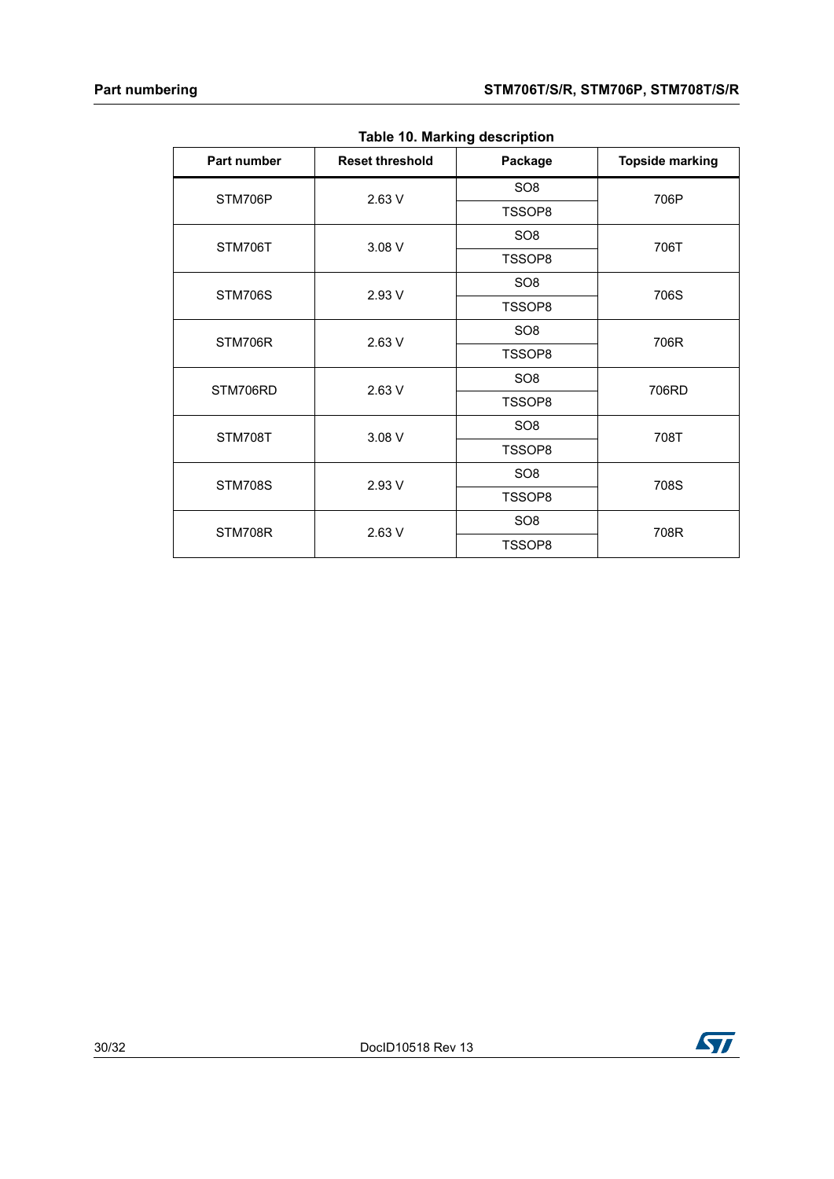**Table 10. Marking description**

| Part number | Reset threshold | Package | Topside marking |
|---|---|---|---|
| STM706P | 2.63 V | SO8 | 706P |
| | | TSSOP8 | |
| STM706T | 3.08 V | SO8 | 706T |
| | | TSSOP8 | |
| STM706S | 2.93 V | SO8 | 706S |
| | | TSSOP8 | |
| STM706R | 2.63 V | SO8 | 706R |
| | | TSSOP8 | |
| STM706RD | 2.63 V | SO8 | 706RD |
| | | TSSOP8 | |
| STM708T | 3.08 V | SO8 | 708T |
| | | TSSOP8 | |
| STM708S | 2.93 V | SO8 | 708S |
| | | TSSOP8 | |
| STM708R | 2.63 V | SO8 | 708R |
| | | TSSOP8 | |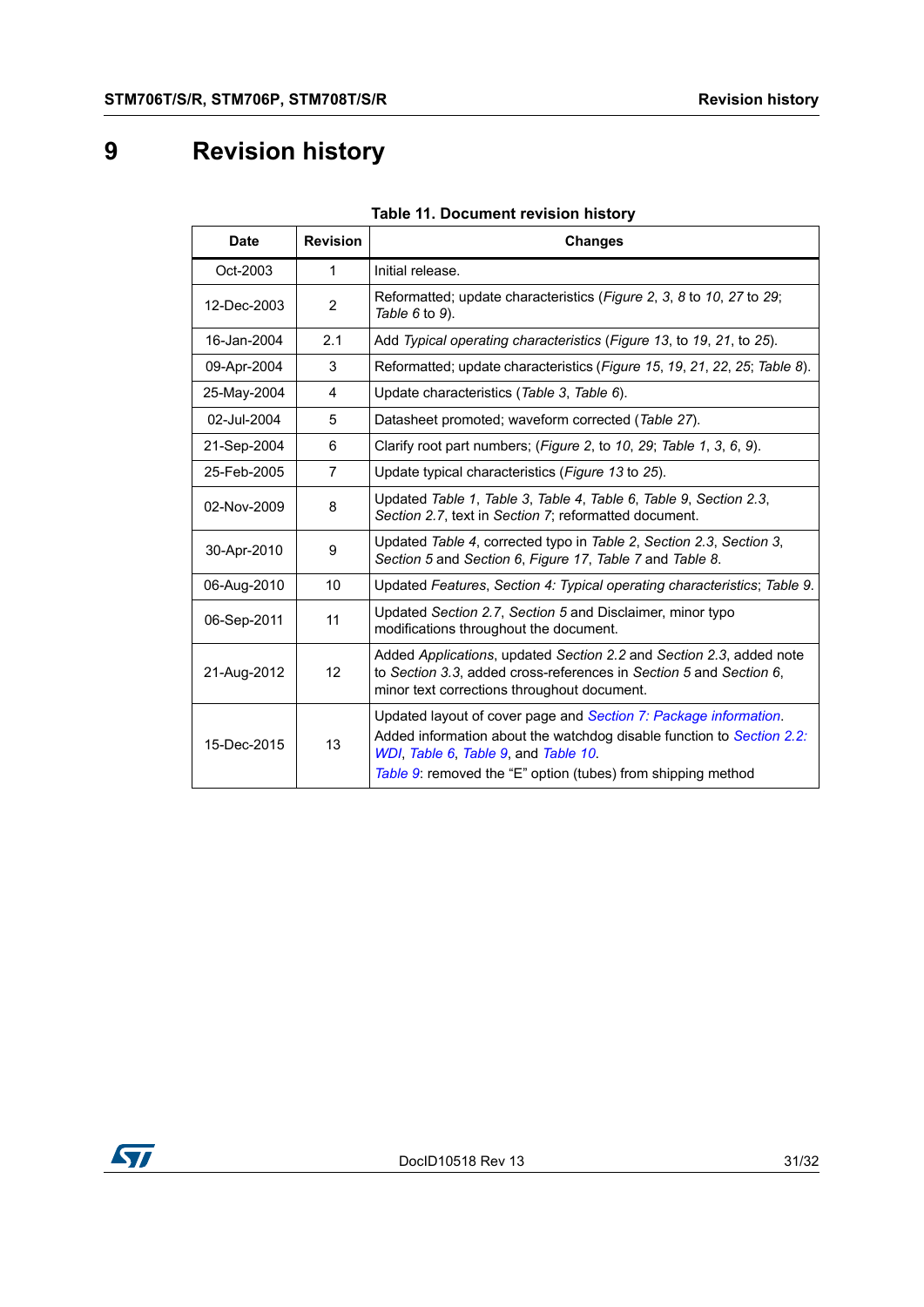# 9 Revision history

**Table 11. Document revision history**

| Date | Revision | Changes |
|---|---|---|
| Oct-2003 | 1 | Initial release. |
| 12-Dec-2003 | 2 | Reformatted; update characteristics (*Figure 2*, *3*, *8* to *10*, *27* to *29*; *Table 6* to *9*). |
| 16-Jan-2004 | 2.1 | Add *Typical operating characteristics* (*Figure 13*, to *19*, *21*, to *25*). |
| 09-Apr-2004 | 3 | Reformatted; update characteristics (*Figure 15*, *19*, *21*, *22*, *25*; *Table 8*). |
| 25-May-2004 | 4 | Update characteristics (*Table 3*, *Table 6*). |
| 02-Jul-2004 | 5 | Datasheet promoted; waveform corrected (*Table 27*). |
| 21-Sep-2004 | 6 | Clarify root part numbers; (*Figure 2*, to *10*, *29*; *Table 1*, *3*, *6*, *9*). |
| 25-Feb-2005 | 7 | Update typical characteristics (*Figure 13* to *25*). |
| 02-Nov-2009 | 8 | Updated *Table 1*, *Table 3*, *Table 4*, *Table 6*, *Table 9*, *Section 2.3*, *Section 2.7*, text in *Section 7*; reformatted document. |
| 30-Apr-2010 | 9 | Updated *Table 4*, corrected typo in *Table 2*, *Section 2.3*, *Section 3*, *Section 5* and *Section 6*, *Figure 17*, *Table 7* and *Table 8*. |
| 06-Aug-2010 | 10 | Updated *Features*, *Section 4: Typical operating characteristics*; *Table 9*. |
| 06-Sep-2011 | 11 | Updated *Section 2.7*, *Section 5* and Disclaimer, minor typo modifications throughout the document. |
| 21-Aug-2012 | 12 | Added *Applications*, updated *Section 2.2* and *Section 2.3*, added note to *Section 3.3*, added cross-references in *Section 5* and *Section 6*, minor text corrections throughout document. |
| 15-Dec-2015 | 13 | Updated layout of cover page and *Section 7: Package information*. Added information about the watchdog disable function to *Section 2.2: WDI*, *Table 6*, *Table 9*, and *Table 10*. *Table 9*: removed the “E” option (tubes) from shipping method |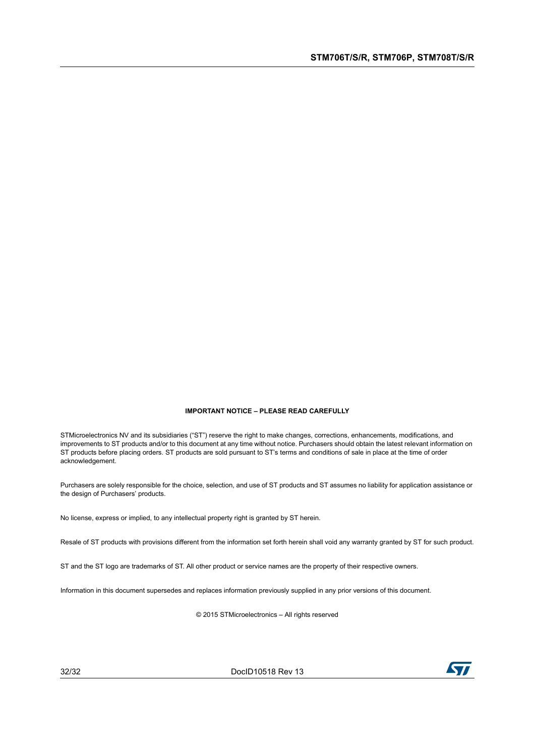**IMPORTANT NOTICE – PLEASE READ CAREFULLY**

STMicroelectronics NV and its subsidiaries (“ST”) reserve the right to make changes, corrections, enhancements, modifications, and improvements to ST products and/or to this document at any time without notice. Purchasers should obtain the latest relevant information on ST products before placing orders. ST products are sold pursuant to ST’s terms and conditions of sale in place at the time of order acknowledgement.

Purchasers are solely responsible for the choice, selection, and use of ST products and ST assumes no liability for application assistance or the design of Purchasers’ products.

No license, express or implied, to any intellectual property right is granted by ST herein.

Resale of ST products with provisions different from the information set forth herein shall void any warranty granted by ST for such product.

ST and the ST logo are trademarks of ST. All other product or service names are the property of their respective owners.

Information in this document supersedes and replaces information previously supplied in any prior versions of this document.

© 2015 STMicroelectronics – All rights reserved